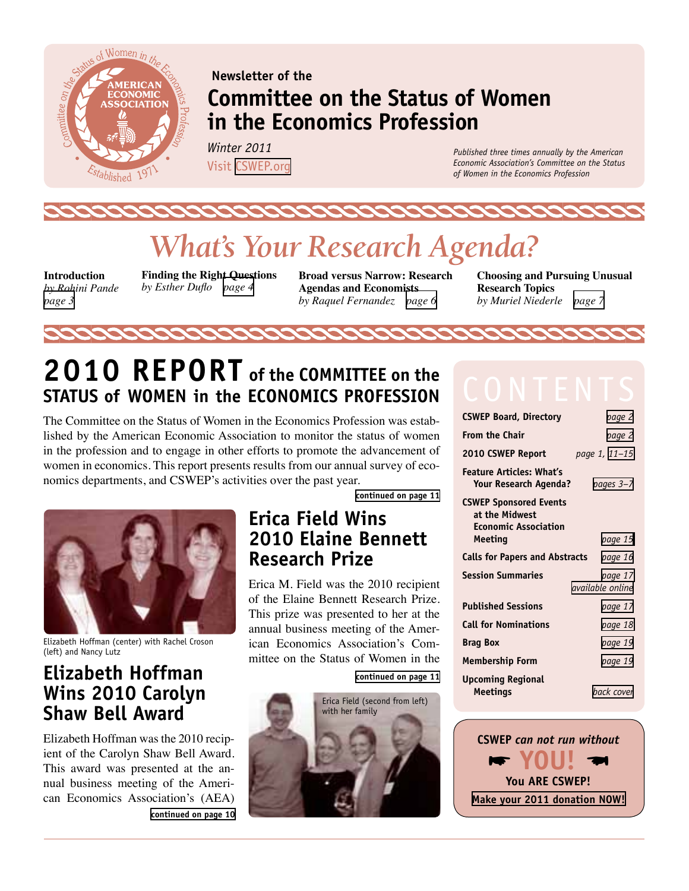Newsletter of the

# Committee on the Status of Women in the Economics Profession

*Winter 2011*

Visit CSWEP.org

*Published three times annually by the American Economic Association's Committee on the Status of Women in the Economics Profession*

# *What's Your Research Agenda?*

**Introduction**
*by Rohini Pande* page 3

**Finding the Right Questions**
*by Esther Duflo* page 4

**Broad versus Narrow: Research Agendas and Economists**
*by Raquel Fernandez* page 6

**Choosing and Pursuing Unusual Research Topics**
*by Muriel Niederle* page 7

## 2010 REPORT of the COMMITTEE on the STATUS of WOMEN in the ECONOMICS PROFESSION

The Committee on the Status of Women in the Economics Profession was established by the American Economic Association to monitor the status of women in the profession and to engage in other efforts to promote the advancement of women in economics. This report presents results from our annual survey of economics departments, and CSWEP's activities over the past year.

continued on page 11

Elizabeth Hoffman (center) with Rachel Croson (left) and Nancy Lutz

## Elizabeth Hoffman Wins 2010 Carolyn Shaw Bell Award

Elizabeth Hoffman was the 2010 recipient of the Carolyn Shaw Bell Award. This award was presented at the annual business meeting of the American Economics Association's (AEA)

continued on page 10

## Erica Field Wins 2010 Elaine Bennett Research Prize

Erica M. Field was the 2010 recipient of the Elaine Bennett Research Prize. This prize was presented to her at the annual business meeting of the American Economics Association's Committee on the Status of Women in the

continued on page 11

Erica Field (second from left) with her family

## CONTENTS

| | |
|---|---|
| CSWEP Board, Directory | page 2 |
| From the Chair | page 2 |
| 2010 CSWEP Report | page 1, 11–15 |
| Feature Articles: What's Your Research Agenda? | pages 3–7 |
| CSWEP Sponsored Events at the Midwest Economic Association Meeting | page 15 |
| Calls for Papers and Abstracts | page 16 |
| Session Summaries | page 17 available online |
| Published Sessions | page 17 |
| Call for Nominations | page 18 |
| Brag Box | page 19 |
| Membership Form | page 19 |
| Upcoming Regional Meetings | back cover |

**CSWEP *can not run without* YOU! You ARE CSWEP!**

**Make your 2011 donation NOW!**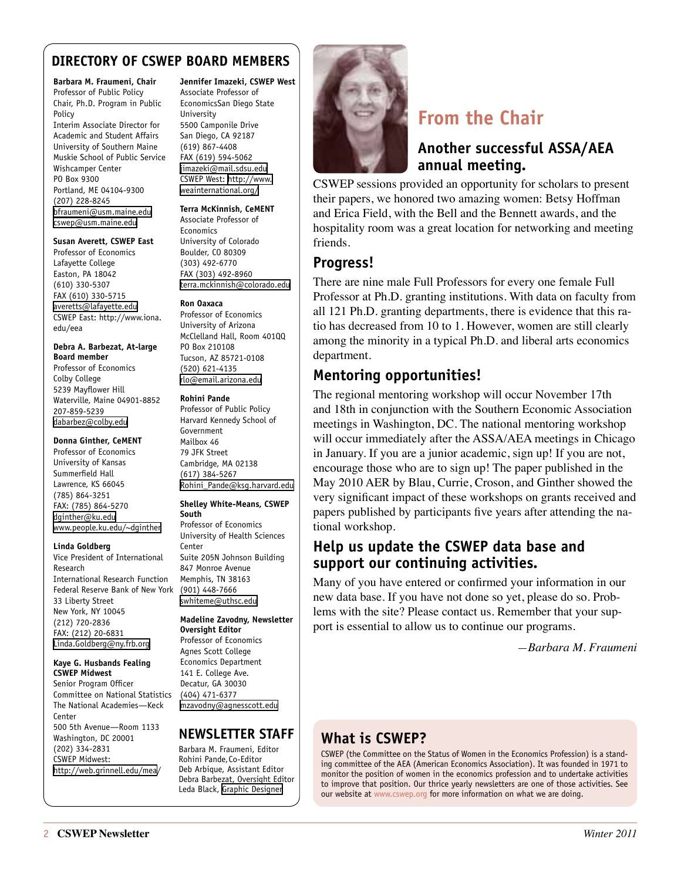## DIRECTORY OF CSWEP BOARD MEMBERS

**Barbara M. Fraumeni, Chair**
Professor of Public Policy
Chair, Ph.D. Program in Public Policy
Interim Associate Director for Academic and Student Affairs
University of Southern Maine
Muskie School of Public Service
Wishcamper Center
PO Box 9300
Portland, ME 04104-9300
(207) 228-8245
bfraumeni@usm.maine.edu
cswep@usm.maine.edu

**Susan Averett, CSWEP East**
Professor of Economics
Lafayette College
Easton, PA 18042
(610) 330-5307
FAX (610) 330-5715
averetts@lafayette.edu
CSWEP East: http://www.iona.edu/eea

**Debra A. Barbezat, At-large Board member**
Professor of Economics
Colby College
5239 Mayflower Hill
Waterville, Maine 04901-8852
207-859-5239
dabarbez@colby.edu

**Donna Ginther, CeMENT**
Professor of Economics
University of Kansas
Summerfield Hall
Lawrence, KS 66045
(785) 864-3251
FAX: (785) 864-5270
dginther@ku.edu
www.people.ku.edu/~dginther

**Linda Goldberg**
Vice President of International Research
International Research Function
Federal Reserve Bank of New York
33 Liberty Street
New York, NY 10045
(212) 720-2836
FAX: (212) 20-6831
Linda.Goldberg@ny.frb.org

**Kaye G. Husbands Fealing CSWEP Midwest**
Senior Program Officer
Committee on National Statistics
The National Academies—Keck Center
500 5th Avenue—Room 1133
Washington, DC 20001
(202) 334-2831
CSWEP Midwest:
http://web.grinnell.edu/mea/

**Jennifer Imazeki, CSWEP West**
Associate Professor of EconomicsSan Diego State University
5500 Camponile Drive
San Diego, CA 92187
(619) 867-4408
FAX (619) 594-5062
jimazeki@mail.sdsu.edu
CSWEP West: http://www.weainternational.org/

**Terra McKinnish, CeMENT**
Associate Professor of Economics
University of Colorado
Boulder, CO 80309
(303) 492-6770
FAX (303) 492-8960
terra.mckinnish@colorado.edu

**Ron Oaxaca**
Professor of Economics
University of Arizona
McClelland Hall, Room 401QQ
PO Box 210108
Tucson, AZ 85721-0108
(520) 621-4135
rlo@email.arizona.edu

**Rohini Pande**
Professor of Public Policy
Harvard Kennedy School of Government
Mailbox 46
79 JFK Street
Cambridge, MA 02138
(617) 384-5267
Rohini_Pande@ksg.harvard.edu

**Shelley White-Means, CSWEP South**
Professor of Economics
University of Health Sciences Center
Suite 205N Johnson Building
847 Monroe Avenue
Memphis, TN 38163
(901) 448-7666
swhiteme@uthsc.edu

**Madeline Zavodny, Newsletter Oversight Editor**
Professor of Economics
Agnes Scott College
Economics Department
141 E. College Ave.
Decatur, GA 30030
(404) 471-6377
mzavodny@agnesscott.edu

## NEWSLETTER STAFF

Barbara M. Fraumeni, Editor
Rohini Pande, Co-Editor
Deb Arbique, Assistant Editor
Debra Barbezat, Oversight Editor
Leda Black, Graphic Designer

# From the Chair

## Another successful ASSA/AEA annual meeting.

CSWEP sessions provided an opportunity for scholars to present their papers, we honored two amazing women: Betsy Hoffman and Erica Field, with the Bell and the Bennett awards, and the hospitality room was a great location for networking and meeting friends.

## Progress!

There are nine male Full Professors for every one female Full Professor at Ph.D. granting institutions. With data on faculty from all 121 Ph.D. granting departments, there is evidence that this ratio has decreased from 10 to 1. However, women are still clearly among the minority in a typical Ph.D. and liberal arts economics department.

## Mentoring opportunities!

The regional mentoring workshop will occur November 17th and 18th in conjunction with the Southern Economic Association meetings in Washington, DC. The national mentoring workshop will occur immediately after the ASSA/AEA meetings in Chicago in January. If you are a junior academic, sign up! If you are not, encourage those who are to sign up! The paper published in the May 2010 AER by Blau, Currie, Croson, and Ginther showed the very significant impact of these workshops on grants received and papers published by participants five years after attending the national workshop.

## Help us update the CSWEP data base and support our continuing activities.

Many of you have entered or confirmed your information in our new data base. If you have not done so yet, please do so. Problems with the site? Please contact us. Remember that your support is essential to allow us to continue our programs.

*—Barbara M. Fraumeni*

## What is CSWEP?

CSWEP (the Committee on the Status of Women in the Economics Profession) is a standing committee of the AEA (American Economics Association). It was founded in 1971 to monitor the position of women in the economics profession and to undertake activities to improve that position. Our thrice yearly newsletters are one of those activities. See our website at www.cswep.org for more information on what we are doing.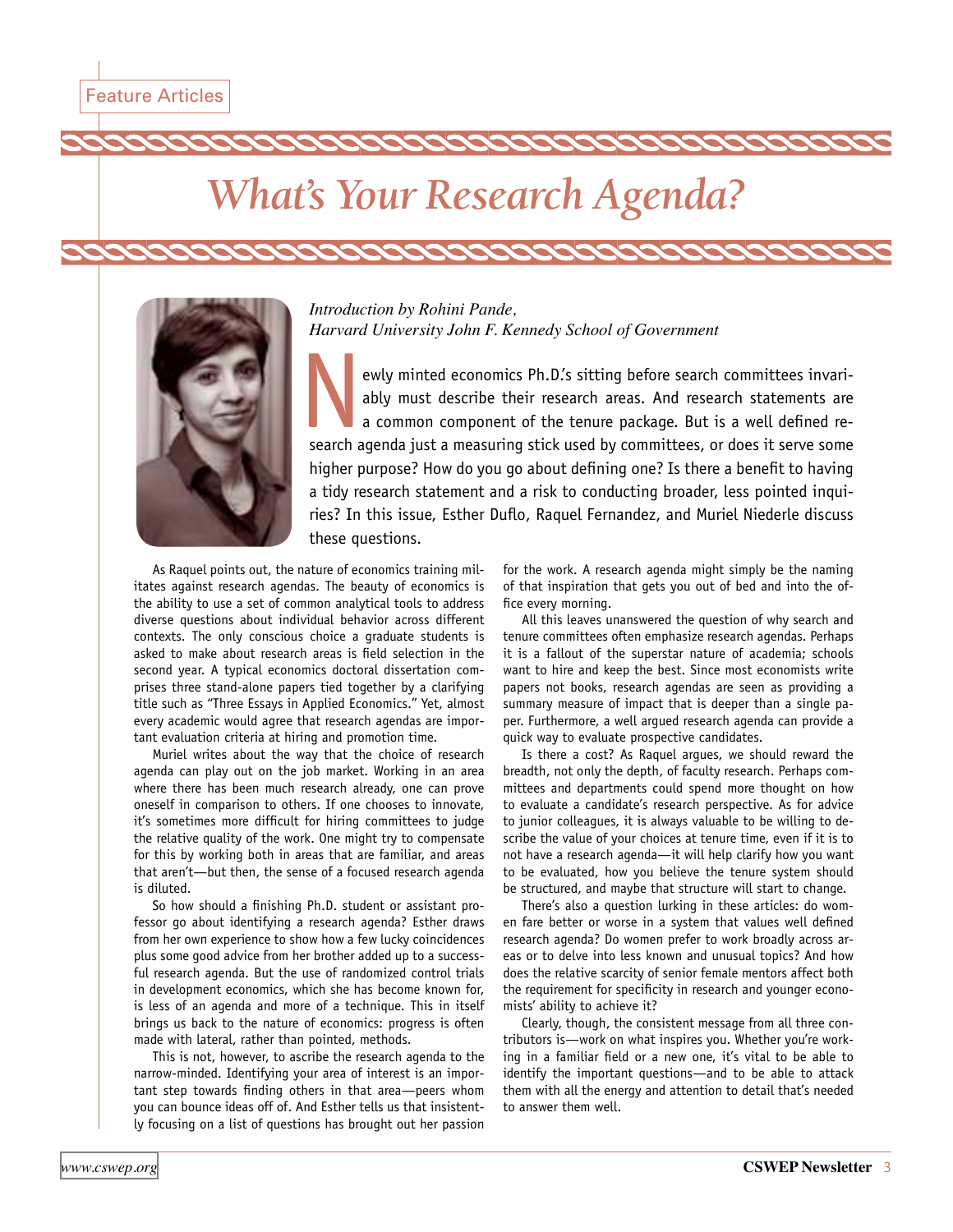Feature Articles

# *What's Your Research Agenda?*

*Introduction by Rohini Pande,*
*Harvard University John F. Kennedy School of Government*

Newly minted economics Ph.D.'s sitting before search committees invariably must describe their research areas. And research statements are a common component of the tenure package. But is a well defined research agenda just a measuring stick used by committees, or does it serve some higher purpose? How do you go about defining one? Is there a benefit to having a tidy research statement and a risk to conducting broader, less pointed inquiries? In this issue, Esther Duflo, Raquel Fernandez, and Muriel Niederle discuss these questions.

As Raquel points out, the nature of economics training militates against research agendas. The beauty of economics is the ability to use a set of common analytical tools to address diverse questions about individual behavior across different contexts. The only conscious choice a graduate students is asked to make about research areas is field selection in the second year. A typical economics doctoral dissertation comprises three stand-alone papers tied together by a clarifying title such as "Three Essays in Applied Economics." Yet, almost every academic would agree that research agendas are important evaluation criteria at hiring and promotion time.

Muriel writes about the way that the choice of research agenda can play out on the job market. Working in an area where there has been much research already, one can prove oneself in comparison to others. If one chooses to innovate, it's sometimes more difficult for hiring committees to judge the relative quality of the work. One might try to compensate for this by working both in areas that are familiar, and areas that aren't—but then, the sense of a focused research agenda is diluted.

So how should a finishing Ph.D. student or assistant professor go about identifying a research agenda? Esther draws from her own experience to show how a few lucky coincidences plus some good advice from her brother added up to a successful research agenda. But the use of randomized control trials in development economics, which she has become known for, is less of an agenda and more of a technique. This in itself brings us back to the nature of economics: progress is often made with lateral, rather than pointed, methods.

This is not, however, to ascribe the research agenda to the narrow-minded. Identifying your area of interest is an important step towards finding others in that area—peers whom you can bounce ideas off of. And Esther tells us that insistently focusing on a list of questions has brought out her passion for the work. A research agenda might simply be the naming of that inspiration that gets you out of bed and into the office every morning.

All this leaves unanswered the question of why search and tenure committees often emphasize research agendas. Perhaps it is a fallout of the superstar nature of academia; schools want to hire and keep the best. Since most economists write papers not books, research agendas are seen as providing a summary measure of impact that is deeper than a single paper. Furthermore, a well argued research agenda can provide a quick way to evaluate prospective candidates.

Is there a cost? As Raquel argues, we should reward the breadth, not only the depth, of faculty research. Perhaps committees and departments could spend more thought on how to evaluate a candidate's research perspective. As for advice to junior colleagues, it is always valuable to be willing to describe the value of your choices at tenure time, even if it is to not have a research agenda—it will help clarify how you want to be evaluated, how you believe the tenure system should be structured, and maybe that structure will start to change.

There's also a question lurking in these articles: do women fare better or worse in a system that values well defined research agenda? Do women prefer to work broadly across areas or to delve into less known and unusual topics? And how does the relative scarcity of senior female mentors affect both the requirement for specificity in research and younger economists' ability to achieve it?

Clearly, though, the consistent message from all three contributors is—work on what inspires you. Whether you're working in a familiar field or a new one, it's vital to be able to identify the important questions—and to be able to attack them with all the energy and attention to detail that's needed to answer them well.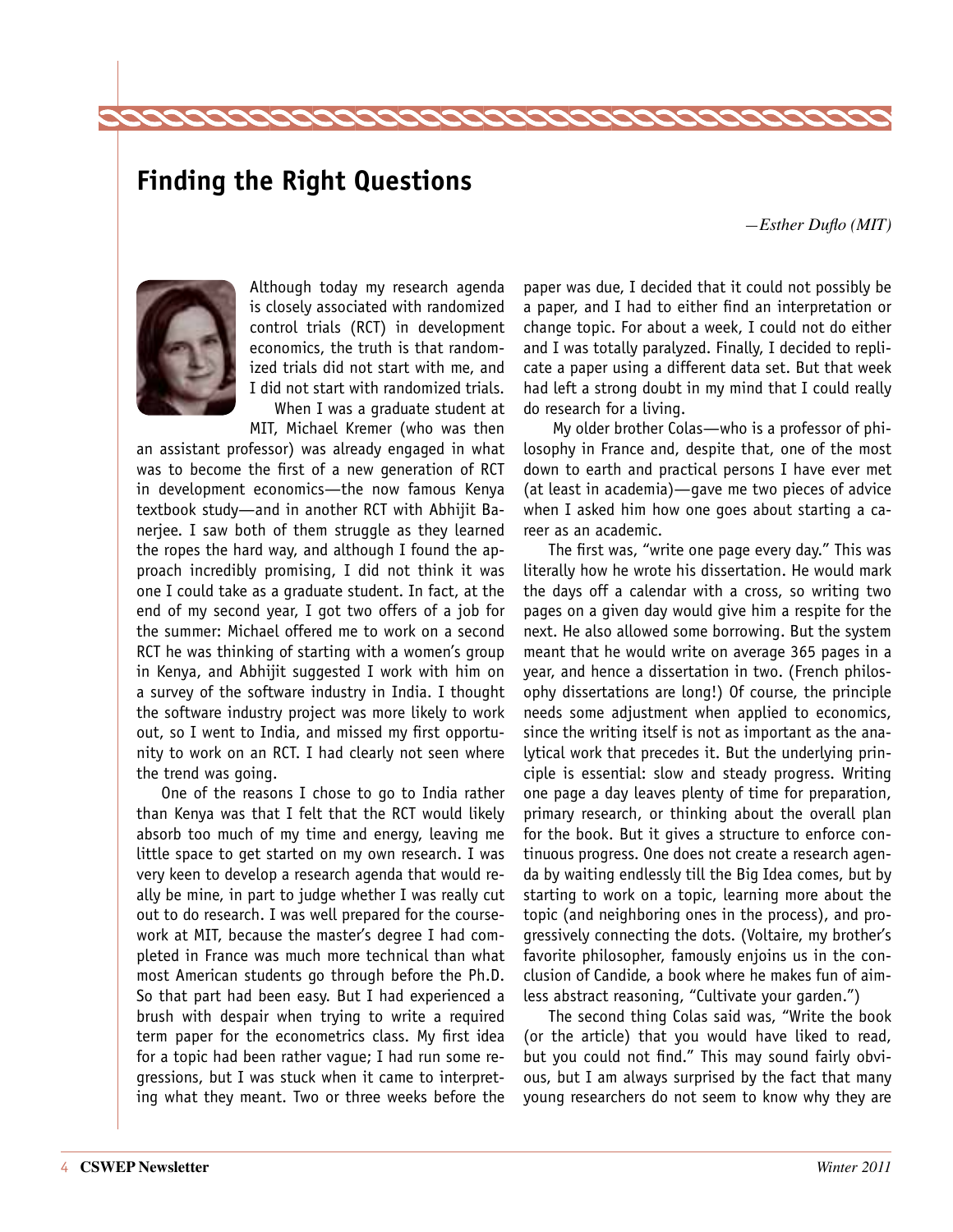## Finding the Right Questions

*—Esther Duflo (MIT)*

Although today my research agenda is closely associated with randomized control trials (RCT) in development economics, the truth is that randomized trials did not start with me, and I did not start with randomized trials.

When I was a graduate student at MIT, Michael Kremer (who was then an assistant professor) was already engaged in what was to become the first of a new generation of RCT in development economics—the now famous Kenya textbook study—and in another RCT with Abhijit Banerjee. I saw both of them struggle as they learned the ropes the hard way, and although I found the approach incredibly promising, I did not think it was one I could take as a graduate student. In fact, at the end of my second year, I got two offers of a job for the summer: Michael offered me to work on a second RCT he was thinking of starting with a women's group in Kenya, and Abhijit suggested I work with him on a survey of the software industry in India. I thought the software industry project was more likely to work out, so I went to India, and missed my first opportunity to work on an RCT. I had clearly not seen where the trend was going.

One of the reasons I chose to go to India rather than Kenya was that I felt that the RCT would likely absorb too much of my time and energy, leaving me little space to get started on my own research. I was very keen to develop a research agenda that would really be mine, in part to judge whether I was really cut out to do research. I was well prepared for the coursework at MIT, because the master's degree I had completed in France was much more technical than what most American students go through before the Ph.D. So that part had been easy. But I had experienced a brush with despair when trying to write a required term paper for the econometrics class. My first idea for a topic had been rather vague; I had run some regressions, but I was stuck when it came to interpreting what they meant. Two or three weeks before the paper was due, I decided that it could not possibly be a paper, and I had to either find an interpretation or change topic. For about a week, I could not do either and I was totally paralyzed. Finally, I decided to replicate a paper using a different data set. But that week had left a strong doubt in my mind that I could really do research for a living.

My older brother Colas—who is a professor of philosophy in France and, despite that, one of the most down to earth and practical persons I have ever met (at least in academia)—gave me two pieces of advice when I asked him how one goes about starting a career as an academic.

The first was, "write one page every day." This was literally how he wrote his dissertation. He would mark the days off a calendar with a cross, so writing two pages on a given day would give him a respite for the next. He also allowed some borrowing. But the system meant that he would write on average 365 pages in a year, and hence a dissertation in two. (French philosophy dissertations are long!) Of course, the principle needs some adjustment when applied to economics, since the writing itself is not as important as the analytical work that precedes it. But the underlying principle is essential: slow and steady progress. Writing one page a day leaves plenty of time for preparation, primary research, or thinking about the overall plan for the book. But it gives a structure to enforce continuous progress. One does not create a research agenda by waiting endlessly till the Big Idea comes, but by starting to work on a topic, learning more about the topic (and neighboring ones in the process), and progressively connecting the dots. (Voltaire, my brother's favorite philosopher, famously enjoins us in the conclusion of Candide, a book where he makes fun of aimless abstract reasoning, "Cultivate your garden.")

The second thing Colas said was, "Write the book (or the article) that you would have liked to read, but you could not find." This may sound fairly obvious, but I am always surprised by the fact that many young researchers do not seem to know why they are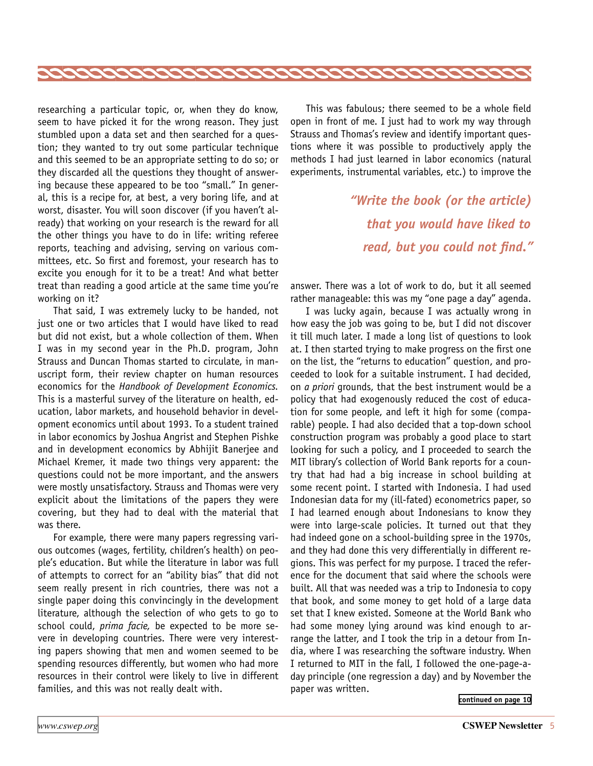researching a particular topic, or, when they do know, seem to have picked it for the wrong reason. They just stumbled upon a data set and then searched for a question; they wanted to try out some particular technique and this seemed to be an appropriate setting to do so; or they discarded all the questions they thought of answering because these appeared to be too "small." In general, this is a recipe for, at best, a very boring life, and at worst, disaster. You will soon discover (if you haven't already) that working on your research is the reward for all the other things you have to do in life: writing referee reports, teaching and advising, serving on various committees, etc. So first and foremost, your research has to excite you enough for it to be a treat! And what better treat than reading a good article at the same time you're working on it?

That said, I was extremely lucky to be handed, not just one or two articles that I would have liked to read but did not exist, but a whole collection of them. When I was in my second year in the Ph.D. program, John Strauss and Duncan Thomas started to circulate, in manuscript form, their review chapter on human resources economics for the *Handbook of Development Economics*. This is a masterful survey of the literature on health, education, labor markets, and household behavior in development economics until about 1993. To a student trained in labor economics by Joshua Angrist and Stephen Pishke and in development economics by Abhijit Banerjee and Michael Kremer, it made two things very apparent: the questions could not be more important, and the answers were mostly unsatisfactory. Strauss and Thomas were very explicit about the limitations of the papers they were covering, but they had to deal with the material that was there.

For example, there were many papers regressing various outcomes (wages, fertility, children's health) on people's education. But while the literature in labor was full of attempts to correct for an "ability bias" that did not seem really present in rich countries, there was not a single paper doing this convincingly in the development literature, although the selection of who gets to go to school could, *prima facie,* be expected to be more severe in developing countries. There were very interesting papers showing that men and women seemed to be spending resources differently, but women who had more resources in their control were likely to live in different families, and this was not really dealt with.

This was fabulous; there seemed to be a whole field open in front of me. I just had to work my way through Strauss and Thomas's review and identify important questions where it was possible to productively apply the methods I had just learned in labor economics (natural experiments, instrumental variables, etc.) to improve the answer. There was a lot of work to do, but it all seemed rather manageable: this was my "one page a day" agenda.

> ***"Write the book (or the article) that you would have liked to read, but you could not find."***

I was lucky again, because I was actually wrong in how easy the job was going to be, but I did not discover it till much later. I made a long list of questions to look at. I then started trying to make progress on the first one on the list, the "returns to education" question, and proceeded to look for a suitable instrument. I had decided, on *a priori* grounds, that the best instrument would be a policy that had exogenously reduced the cost of education for some people, and left it high for some (comparable) people. I had also decided that a top-down school construction program was probably a good place to start looking for such a policy, and I proceeded to search the MIT library's collection of World Bank reports for a country that had had a big increase in school building at some recent point. I started with Indonesia. I had used Indonesian data for my (ill-fated) econometrics paper, so I had learned enough about Indonesians to know they were into large-scale policies. It turned out that they had indeed gone on a school-building spree in the 1970s, and they had done this very differentially in different regions. This was perfect for my purpose. I traced the reference for the document that said where the schools were built. All that was needed was a trip to Indonesia to copy that book, and some money to get hold of a large data set that I knew existed. Someone at the World Bank who had some money lying around was kind enough to arrange the latter, and I took the trip in a detour from India, where I was researching the software industry. When I returned to MIT in the fall, I followed the one-page-a-day principle (one regression a day) and by November the paper was written.

continued on page 10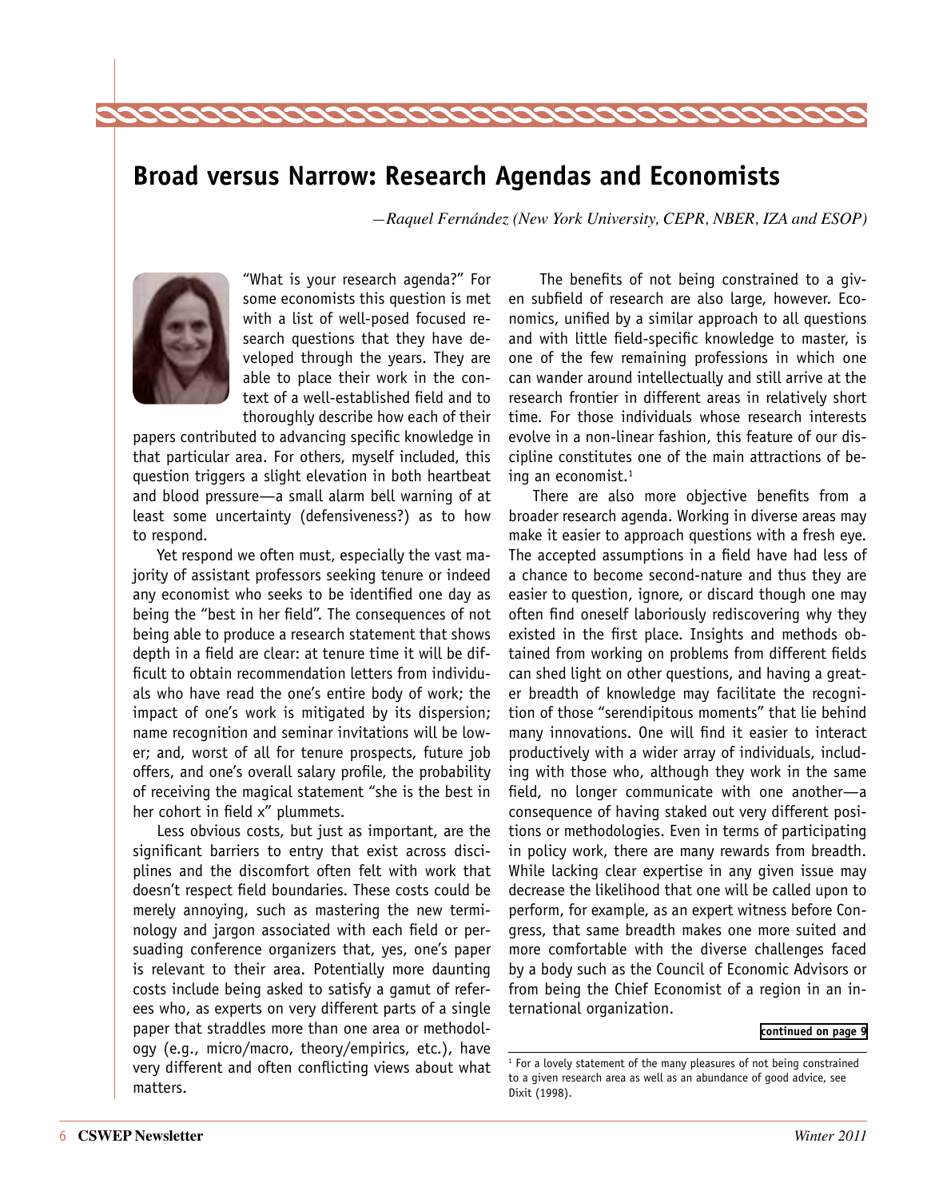## Broad versus Narrow: Research Agendas and Economists

*—Raquel Fernández (New York University, CEPR, NBER, IZA and ESOP)*

"What is your research agenda?" For some economists this question is met with a list of well-posed focused research questions that they have developed through the years. They are able to place their work in the context of a well-established field and to thoroughly describe how each of their papers contributed to advancing specific knowledge in that particular area. For others, myself included, this question triggers a slight elevation in both heartbeat and blood pressure—a small alarm bell warning of at least some uncertainty (defensiveness?) as to how to respond.

Yet respond we often must, especially the vast majority of assistant professors seeking tenure or indeed any economist who seeks to be identified one day as being the "best in her field". The consequences of not being able to produce a research statement that shows depth in a field are clear: at tenure time it will be difficult to obtain recommendation letters from individuals who have read the one's entire body of work; the impact of one's work is mitigated by its dispersion; name recognition and seminar invitations will be lower; and, worst of all for tenure prospects, future job offers, and one's overall salary profile, the probability of receiving the magical statement "she is the best in her cohort in field x" plummets.

Less obvious costs, but just as important, are the significant barriers to entry that exist across disciplines and the discomfort often felt with work that doesn't respect field boundaries. These costs could be merely annoying, such as mastering the new terminology and jargon associated with each field or persuading conference organizers that, yes, one's paper is relevant to their area. Potentially more daunting costs include being asked to satisfy a gamut of referees who, as experts on very different parts of a single paper that straddles more than one area or methodology (e.g., micro/macro, theory/empirics, etc.), have very different and often conflicting views about what matters.

The benefits of not being constrained to a given subfield of research are also large, however. Economics, unified by a similar approach to all questions and with little field-specific knowledge to master, is one of the few remaining professions in which one can wander around intellectually and still arrive at the research frontier in different areas in relatively short time. For those individuals whose research interests evolve in a non-linear fashion, this feature of our discipline constitutes one of the main attractions of being an economist.[1]

There are also more objective benefits from a broader research agenda. Working in diverse areas may make it easier to approach questions with a fresh eye. The accepted assumptions in a field have had less of a chance to become second-nature and thus they are easier to question, ignore, or discard though one may often find oneself laboriously rediscovering why they existed in the first place. Insights and methods obtained from working on problems from different fields can shed light on other questions, and having a greater breadth of knowledge may facilitate the recognition of those "serendipitous moments" that lie behind many innovations. One will find it easier to interact productively with a wider array of individuals, including with those who, although they work in the same field, no longer communicate with one another—a consequence of having staked out very different positions or methodologies. Even in terms of participating in policy work, there are many rewards from breadth. While lacking clear expertise in any given issue may decrease the likelihood that one will be called upon to perform, for example, as an expert witness before Congress, that same breadth makes one more suited and more comfortable with the diverse challenges faced by a body such as the Council of Economic Advisors or from being the Chief Economist of a region in an international organization.

**continued on page 9**

[1] For a lovely statement of the many pleasures of not being constrained to a given research area as well as an abundance of good advice, see Dixit (1998).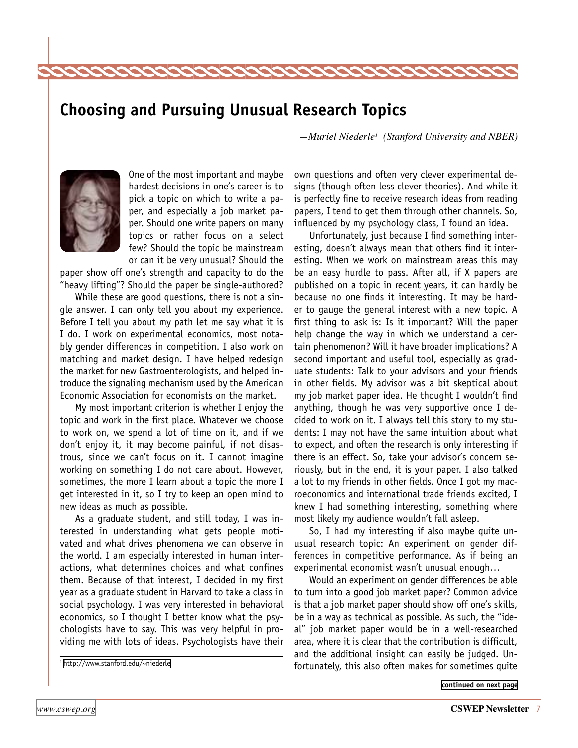## Choosing and Pursuing Unusual Research Topics

*—Muriel Niederle[1] (Stanford University and NBER)*

One of the most important and maybe hardest decisions in one's career is to pick a topic on which to write a paper, and especially a job market paper. Should one write papers on many topics or rather focus on a select few? Should the topic be mainstream or can it be very unusual? Should the paper show off one's strength and capacity to do the "heavy lifting"? Should the paper be single-authored?

While these are good questions, there is not a single answer. I can only tell you about my experience. Before I tell you about my path let me say what it is I do. I work on experimental economics, most notably gender differences in competition. I also work on matching and market design. I have helped redesign the market for new Gastroenterologists, and helped introduce the signaling mechanism used by the American Economic Association for economists on the market.

My most important criterion is whether I enjoy the topic and work in the first place. Whatever we choose to work on, we spend a lot of time on it, and if we don't enjoy it, it may become painful, if not disastrous, since we can't focus on it. I cannot imagine working on something I do not care about. However, sometimes, the more I learn about a topic the more I get interested in it, so I try to keep an open mind to new ideas as much as possible.

As a graduate student, and still today, I was interested in understanding what gets people motivated and what drives phenomena we can observe in the world. I am especially interested in human interactions, what determines choices and what confines them. Because of that interest, I decided in my first year as a graduate student in Harvard to take a class in social psychology. I was very interested in behavioral economics, so I thought I better know what the psychologists have to say. This was very helpful in providing me with lots of ideas. Psychologists have their own questions and often very clever experimental designs (though often less clever theories). And while it is perfectly fine to receive research ideas from reading papers, I tend to get them through other channels. So, influenced by my psychology class, I found an idea.

Unfortunately, just because I find something interesting, doesn't always mean that others find it interesting. When we work on mainstream areas this may be an easy hurdle to pass. After all, if X papers are published on a topic in recent years, it can hardly be because no one finds it interesting. It may be harder to gauge the general interest with a new topic. A first thing to ask is: Is it important? Will the paper help change the way in which we understand a certain phenomenon? Will it have broader implications? A second important and useful tool, especially as graduate students: Talk to your advisors and your friends in other fields. My advisor was a bit skeptical about my job market paper idea. He thought I wouldn't find anything, though he was very supportive once I decided to work on it. I always tell this story to my students: I may not have the same intuition about what to expect, and often the research is only interesting if there is an effect. So, take your advisor's concern seriously, but in the end, it is your paper. I also talked a lot to my friends in other fields. Once I got my macroeconomics and international trade friends excited, I knew I had something interesting, something where most likely my audience wouldn't fall asleep.

So, I had my interesting if also maybe quite unusual research topic: An experiment on gender differences in competitive performance. As if being an experimental economist wasn't unusual enough…

Would an experiment on gender differences be able to turn into a good job market paper? Common advice is that a job market paper should show off one's skills, be in a way as technical as possible. As such, the "ideal" job market paper would be in a well-researched area, where it is clear that the contribution is difficult, and the additional insight can easily be judged. Unfortunately, this also often makes for sometimes quite

[1] http://www.stanford.edu/~niederle

continued on next page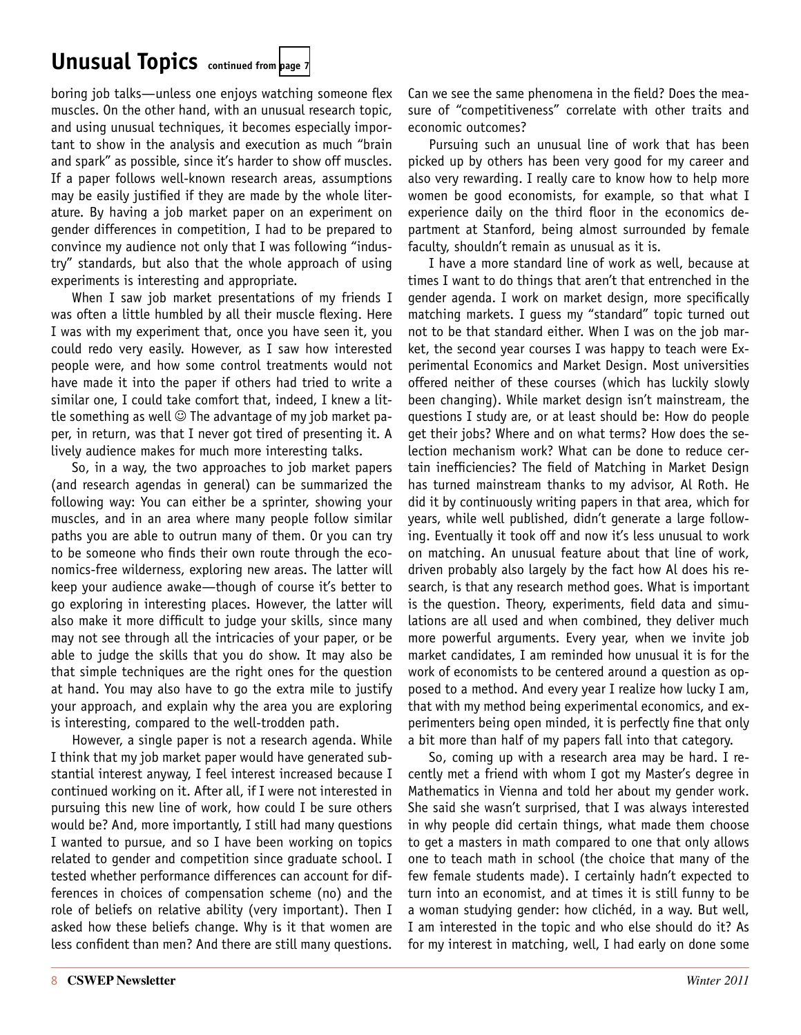## Unusual Topics continued from page 7

boring job talks—unless one enjoys watching someone flex muscles. On the other hand, with an unusual research topic, and using unusual techniques, it becomes especially important to show in the analysis and execution as much "brain and spark" as possible, since it's harder to show off muscles. If a paper follows well-known research areas, assumptions may be easily justified if they are made by the whole literature. By having a job market paper on an experiment on gender differences in competition, I had to be prepared to convince my audience not only that I was following "industry" standards, but also that the whole approach of using experiments is interesting and appropriate.

When I saw job market presentations of my friends I was often a little humbled by all their muscle flexing. Here I was with my experiment that, once you have seen it, you could redo very easily. However, as I saw how interested people were, and how some control treatments would not have made it into the paper if others had tried to write a similar one, I could take comfort that, indeed, I knew a little something as well ☺ The advantage of my job market paper, in return, was that I never got tired of presenting it. A lively audience makes for much more interesting talks.

So, in a way, the two approaches to job market papers (and research agendas in general) can be summarized the following way: You can either be a sprinter, showing your muscles, and in an area where many people follow similar paths you are able to outrun many of them. Or you can try to be someone who finds their own route through the economics-free wilderness, exploring new areas. The latter will keep your audience awake—though of course it's better to go exploring in interesting places. However, the latter will also make it more difficult to judge your skills, since many may not see through all the intricacies of your paper, or be able to judge the skills that you do show. It may also be that simple techniques are the right ones for the question at hand. You may also have to go the extra mile to justify your approach, and explain why the area you are exploring is interesting, compared to the well-trodden path.

However, a single paper is not a research agenda. While I think that my job market paper would have generated substantial interest anyway, I feel interest increased because I continued working on it. After all, if I were not interested in pursuing this new line of work, how could I be sure others would be? And, more importantly, I still had many questions I wanted to pursue, and so I have been working on topics related to gender and competition since graduate school. I tested whether performance differences can account for differences in choices of compensation scheme (no) and the role of beliefs on relative ability (very important). Then I asked how these beliefs change. Why is it that women are less confident than men? And there are still many questions. Can we see the same phenomena in the field? Does the measure of "competitiveness" correlate with other traits and economic outcomes?

Pursuing such an unusual line of work that has been picked up by others has been very good for my career and also very rewarding. I really care to know how to help more women be good economists, for example, so that what I experience daily on the third floor in the economics department at Stanford, being almost surrounded by female faculty, shouldn't remain as unusual as it is.

I have a more standard line of work as well, because at times I want to do things that aren't that entrenched in the gender agenda. I work on market design, more specifically matching markets. I guess my "standard" topic turned out not to be that standard either. When I was on the job market, the second year courses I was happy to teach were Experimental Economics and Market Design. Most universities offered neither of these courses (which has luckily slowly been changing). While market design isn't mainstream, the questions I study are, or at least should be: How do people get their jobs? Where and on what terms? How does the selection mechanism work? What can be done to reduce certain inefficiencies? The field of Matching in Market Design has turned mainstream thanks to my advisor, Al Roth. He did it by continuously writing papers in that area, which for years, while well published, didn't generate a large following. Eventually it took off and now it's less unusual to work on matching. An unusual feature about that line of work, driven probably also largely by the fact how Al does his research, is that any research method goes. What is important is the question. Theory, experiments, field data and simulations are all used and when combined, they deliver much more powerful arguments. Every year, when we invite job market candidates, I am reminded how unusual it is for the work of economists to be centered around a question as opposed to a method. And every year I realize how lucky I am, that with my method being experimental economics, and experimenters being open minded, it is perfectly fine that only a bit more than half of my papers fall into that category.

So, coming up with a research area may be hard. I recently met a friend with whom I got my Master's degree in Mathematics in Vienna and told her about my gender work. She said she wasn't surprised, that I was always interested in why people did certain things, what made them choose to get a masters in math compared to one that only allows one to teach math in school (the choice that many of the few female students made). I certainly hadn't expected to turn into an economist, and at times it is still funny to be a woman studying gender: how clichéd, in a way. But well, I am interested in the topic and who else should do it? As for my interest in matching, well, I had early on done some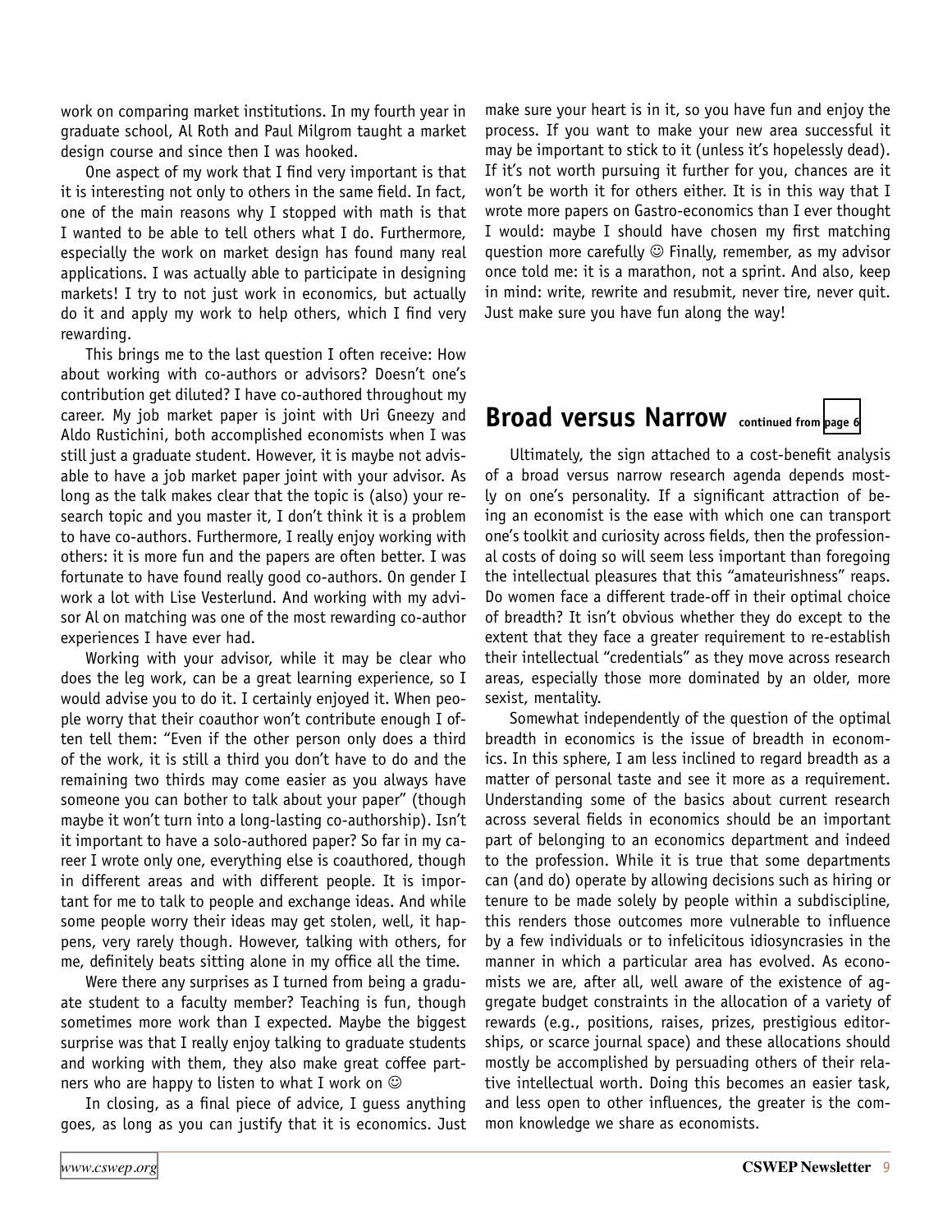work on comparing market institutions. In my fourth year in graduate school, Al Roth and Paul Milgrom taught a market design course and since then I was hooked.

One aspect of my work that I find very important is that it is interesting not only to others in the same field. In fact, one of the main reasons why I stopped with math is that I wanted to be able to tell others what I do. Furthermore, especially the work on market design has found many real applications. I was actually able to participate in designing markets! I try to not just work in economics, but actually do it and apply my work to help others, which I find very rewarding.

This brings me to the last question I often receive: How about working with co-authors or advisors? Doesn't one's contribution get diluted? I have co-authored throughout my career. My job market paper is joint with Uri Gneezy and Aldo Rustichini, both accomplished economists when I was still just a graduate student. However, it is maybe not advisable to have a job market paper joint with your advisor. As long as the talk makes clear that the topic is (also) your research topic and you master it, I don't think it is a problem to have co-authors. Furthermore, I really enjoy working with others: it is more fun and the papers are often better. I was fortunate to have found really good co-authors. On gender I work a lot with Lise Vesterlund. And working with my advisor Al on matching was one of the most rewarding co-author experiences I have ever had.

Working with your advisor, while it may be clear who does the leg work, can be a great learning experience, so I would advise you to do it. I certainly enjoyed it. When people worry that their coauthor won't contribute enough I often tell them: "Even if the other person only does a third of the work, it is still a third you don't have to do and the remaining two thirds may come easier as you always have someone you can bother to talk about your paper" (though maybe it won't turn into a long-lasting co-authorship). Isn't it important to have a solo-authored paper? So far in my career I wrote only one, everything else is coauthored, though in different areas and with different people. It is important for me to talk to people and exchange ideas. And while some people worry their ideas may get stolen, well, it happens, very rarely though. However, talking with others, for me, definitely beats sitting alone in my office all the time.

Were there any surprises as I turned from being a graduate student to a faculty member? Teaching is fun, though sometimes more work than I expected. Maybe the biggest surprise is that I really enjoy talking to graduate students and working with them, they also make great coffee partners who are happy to listen to what I work on ☺

In closing, as a final piece of advice, I guess anything goes, as long as you can justify that it is economics. Just make sure your heart is in it, so you have fun and enjoy the process. If you want to make your new area successful it may be important to stick to it (unless it's hopelessly dead). If it's not worth pursuing it further for you, chances are it won't be worth it for others either. It is in this way that I wrote more papers on Gastro-economics than I ever thought I would: maybe I should have chosen my first matching question more carefully ☺ Finally, remember, as my advisor once told me: it is a marathon, not a sprint. And also, keep in mind: write, rewrite and resubmit, never tire, never quit. Just make sure you have fun along the way!

## Broad versus Narrow continued from page 6

Ultimately, the sign attached to a cost-benefit analysis of a broad versus narrow research agenda depends mostly on one's personality. If a significant attraction of being an economist is the ease with which one can transport one's toolkit and curiosity across fields, then the professional costs of doing so will seem less important than foregoing the intellectual pleasures that this "amateurishness" reaps. Do women face a different trade-off in their optimal choice of breadth? It isn't obvious whether they do except to the extent that they face a greater requirement to re-establish their intellectual "credentials" as they move across research areas, especially those more dominated by an older, more sexist, mentality.

Somewhat independently of the question of the optimal breadth in economics is the issue of breadth in economics. In this sphere, I am less inclined to regard breadth as a matter of personal taste and see it more as a requirement. Understanding some of the basics about current research across several fields in economics should be an important part of belonging to an economics department and indeed to the profession. While it is true that some departments can (and do) operate by allowing decisions such as hiring or tenure to be made solely by people within a subdiscipline, this renders those outcomes more vulnerable to influence by a few individuals or to infelicitous idiosyncrasies in the manner in which a particular area has evolved. As economists we are, after all, well aware of the existence of aggregate budget constraints in the allocation of a variety of rewards (e.g., positions, raises, prizes, prestigious editorships, or scarce journal space) and these allocations should mostly be accomplished by persuading others of their relative intellectual worth. Doing this becomes an easier task, and less open to other influences, the greater is the common knowledge we share as economists.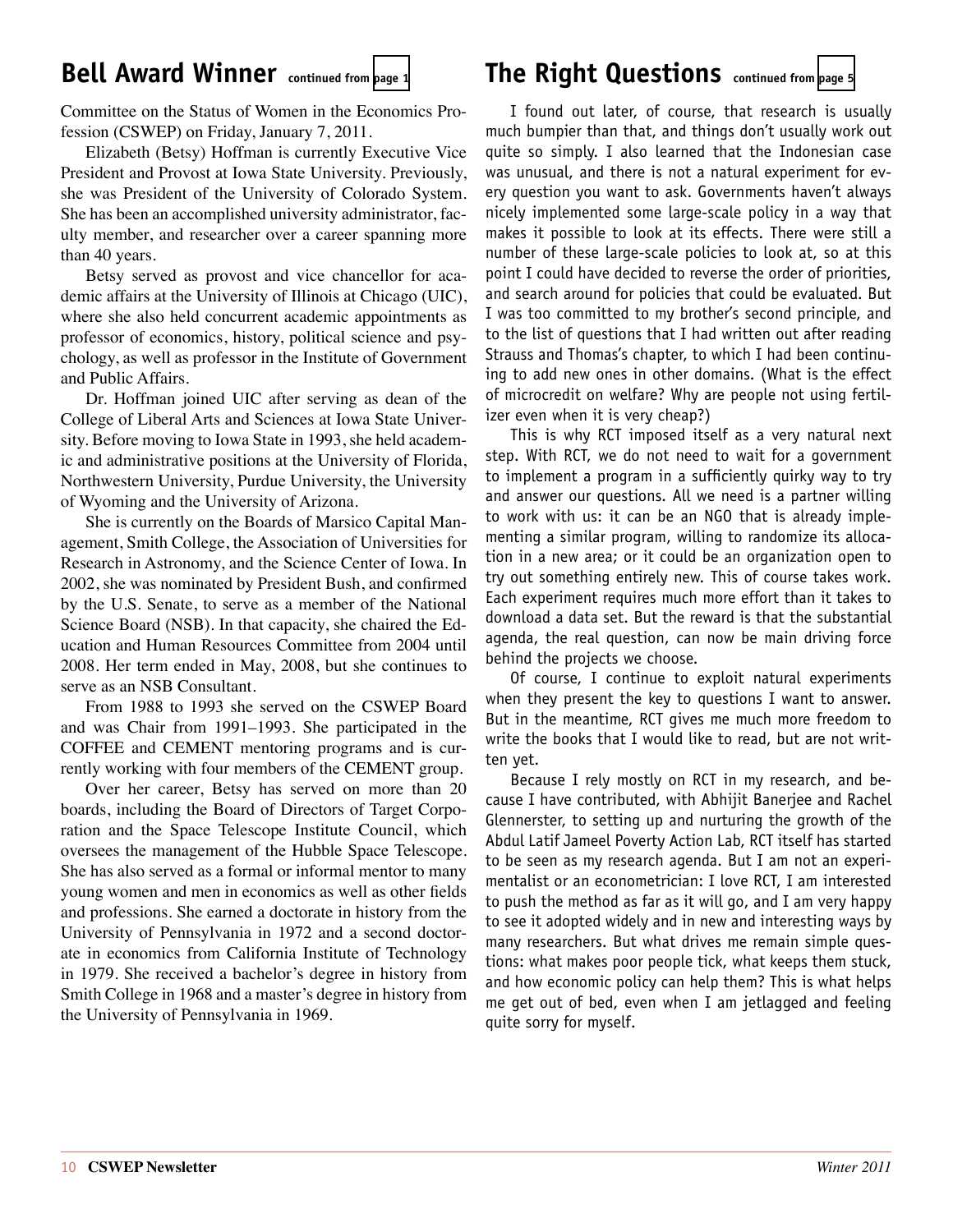## Bell Award Winner continued from page 1

Committee on the Status of Women in the Economics Profession (CSWEP) on Friday, January 7, 2011.

Elizabeth (Betsy) Hoffman is currently Executive Vice President and Provost at Iowa State University. Previously, she was President of the University of Colorado System. She has been an accomplished university administrator, faculty member, and researcher over a career spanning more than 40 years.

Betsy served as provost and vice chancellor for academic affairs at the University of Illinois at Chicago (UIC), where she also held concurrent academic appointments as professor of economics, history, political science and psychology, as well as professor in the Institute of Government and Public Affairs.

Dr. Hoffman joined UIC after serving as dean of the College of Liberal Arts and Sciences at Iowa State University. Before moving to Iowa State in 1993, she held academic and administrative positions at the University of Florida, Northwestern University, Purdue University, the University of Wyoming and the University of Arizona.

She is currently on the Boards of Marsico Capital Management, Smith College, the Association of Universities for Research in Astronomy, and the Science Center of Iowa. In 2002, she was nominated by President Bush, and confirmed by the U.S. Senate, to serve as a member of the National Science Board (NSB). In that capacity, she chaired the Education and Human Resources Committee from 2004 until 2008. Her term ended in May, 2008, but she continues to serve as an NSB Consultant.

From 1988 to 1993 she served on the CSWEP Board and was Chair from 1991–1993. She participated in the COFFEE and CEMENT mentoring programs and is currently working with four members of the CEMENT group.

Over her career, Betsy has served on more than 20 boards, including the Board of Directors of Target Corporation and the Space Telescope Institute Council, which oversees the management of the Hubble Space Telescope. She has also served as a formal or informal mentor to many young women and men in economics as well as other fields and professions. She earned a doctorate in history from the University of Pennsylvania in 1972 and a second doctorate in economics from California Institute of Technology in 1979. She received a bachelor's degree in history from Smith College in 1968 and a master's degree in history from the University of Pennsylvania in 1969.

## The Right Questions continued from page 5

I found out later, of course, that research is usually much bumpier than that, and things don't usually work out quite so simply. I also learned that the Indonesian case was unusual, and there is not a natural experiment for every question you want to ask. Governments haven't always nicely implemented some large-scale policy in a way that makes it possible to look at its effects. There were still a number of these large-scale policies to look at, so at this point I could have decided to reverse the order of priorities, and search around for policies that could be evaluated. But I was too committed to my brother's second principle, and to the list of questions that I had written out after reading Strauss and Thomas's chapter, to which I had been continuing to add new ones in other domains. (What is the effect of microcredit on welfare? Why are people not using fertilizer even when it is very cheap?)

This is why RCT imposed itself as a very natural next step. With RCT, we do not need to wait for a government to implement a program in a sufficiently quirky way to try and answer our questions. All we need is a partner willing to work with us: it can be an NGO that is already implementing a similar program, willing to randomize its allocation in a new area; or it could be an organization open to try out something entirely new. This of course takes work. Each experiment requires much more effort than it takes to download a data set. But the reward is that the substantial agenda, the real question, can now be main driving force behind the projects we choose.

Of course, I continue to exploit natural experiments when they present the key to questions I want to answer. But in the meantime, RCT gives me much more freedom to write the books that I would like to read, but are not written yet.

Because I rely mostly on RCT in my research, and because I have contributed, with Abhijit Banerjee and Rachel Glennerster, to setting up and nurturing the growth of the Abdul Latif Jameel Poverty Action Lab, RCT itself has started to be seen as my research agenda. But I am not an experimentalist or an econometrician: I love RCT, I am interested to push the method as far as it will go, and I am very happy to see it adopted widely and in new and interesting ways by many researchers. But what drives me remain simple questions: what makes poor people tick, what keeps them stuck, and how economic policy can help them? This is what helps me get out of bed, even when I am jetlagged and feeling quite sorry for myself.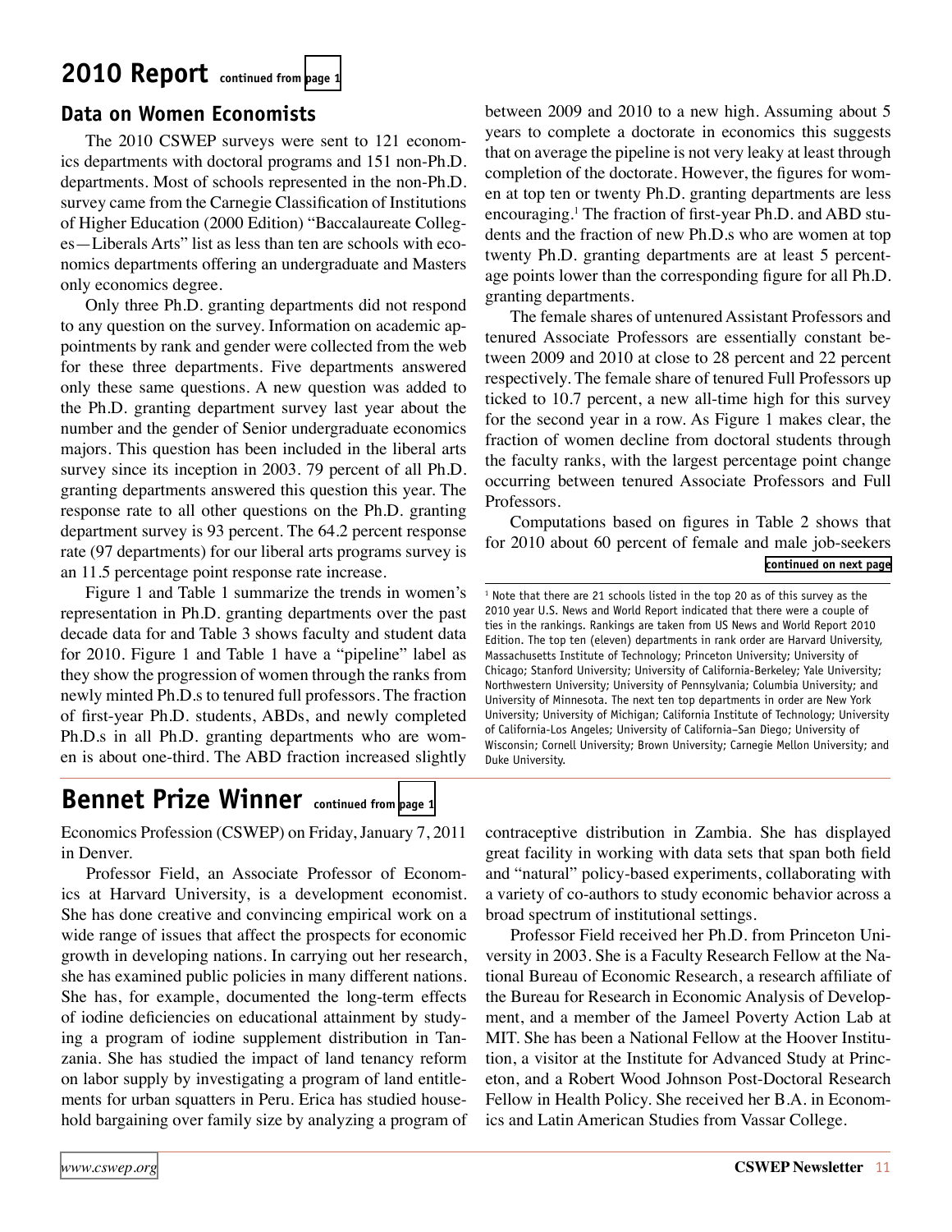## 2010 Report continued from page 1

### Data on Women Economists

The 2010 CSWEP surveys were sent to 121 economics departments with doctoral programs and 151 non-Ph.D. departments. Most of schools represented in the non-Ph.D. survey came from the Carnegie Classification of Institutions of Higher Education (2000 Edition) "Baccalaureate Colleges—Liberals Arts" list as less than ten are schools with economics departments offering an undergraduate and Masters only economics degree.

Only three Ph.D. granting departments did not respond to any question on the survey. Information on academic appointments by rank and gender were collected from the web for these three departments. Five departments answered only these same questions. A new question was added to the Ph.D. granting department survey last year about the number and the gender of Senior undergraduate economics majors. This question has been included in the liberal arts survey since its inception in 2003. 79 percent of all Ph.D. granting departments answered this question this year. The response rate to all other questions on the Ph.D. granting department survey is 93 percent. The 64.2 percent response rate (97 departments) for our liberal arts programs survey is an 11.5 percentage point response rate increase.

Figure 1 and Table 1 summarize the trends in women's representation in Ph.D. granting departments over the past decade data for and Table 3 shows faculty and student data for 2010. Figure 1 and Table 1 have a "pipeline" label as they show the progression of women through the ranks from newly minted Ph.D.s to tenured full professors. The fraction of first-year Ph.D. students, ABDs, and newly completed Ph.D.s in all Ph.D. granting departments who are women is about one-third. The ABD fraction increased slightly between 2009 and 2010 to a new high. Assuming about 5 years to complete a doctorate in economics this suggests that on average the pipeline is not very leaky at least through completion of the doctorate. However, the figures for women at top ten or twenty Ph.D. granting departments are less encouraging.[1] The fraction of first-year Ph.D. and ABD students and the fraction of new Ph.D.s who are women at top twenty Ph.D. granting departments are at least 5 percentage points lower than the corresponding figure for all Ph.D. granting departments.

The female shares of untenured Assistant Professors and tenured Associate Professors are essentially constant between 2009 and 2010 at close to 28 percent and 22 percent respectively. The female share of tenured Full Professors up ticked to 10.7 percent, a new all-time high for this survey for the second year in a row. As Figure 1 makes clear, the fraction of women decline from doctoral students through the faculty ranks, with the largest percentage point change occurring between tenured Associate Professors and Full Professors.

Computations based on figures in Table 2 shows that for 2010 about 60 percent of female and male job-seekers continued on next page

[1] Note that there are 21 schools listed in the top 20 as of this survey as the 2010 year U.S. News and World Report indicated that there were a couple of ties in the rankings. Rankings are taken from US News and World Report 2010 Edition. The top ten (eleven) departments in rank order are Harvard University, Massachusetts Institute of Technology; Princeton University; University of Chicago; Stanford University; University of California-Berkeley; Yale University; Northwestern University; University of Pennsylvania; Columbia University; and University of Minnesota. The next ten top departments in order are New York University; University of Michigan; California Institute of Technology; University of California-Los Angeles; University of California–San Diego; University of Wisconsin; Cornell University; Brown University; Carnegie Mellon University; and Duke University.

## Bennet Prize Winner continued from page 1

Economics Profession (CSWEP) on Friday, January 7, 2011 in Denver.

Professor Field, an Associate Professor of Economics at Harvard University, is a development economist. She has done creative and convincing empirical work on a wide range of issues that affect the prospects for economic growth in developing nations. In carrying out her research, she has examined public policies in many different nations. She has, for example, documented the long-term effects of iodine deficiencies on educational attainment by studying a program of iodine supplement distribution in Tanzania. She has studied the impact of land tenancy reform on labor supply by investigating a program of land entitlements for urban squatters in Peru. Erica has studied household bargaining over family size by analyzing a program of contraceptive distribution in Zambia. She has displayed great facility in working with data sets that span both field and "natural" policy-based experiments, collaborating with a variety of co-authors to study economic behavior across a broad spectrum of institutional settings.

Professor Field received her Ph.D. from Princeton University in 2003. She is a Faculty Research Fellow at the National Bureau of Economic Research, a research affiliate of the Bureau for Research in Economic Analysis of Development, and a member of the Jameel Poverty Action Lab at MIT. She has been a National Fellow at the Hoover Institution, a visitor at the Institute for Advanced Study at Princeton, and a Robert Wood Johnson Post-Doctoral Research Fellow in Health Policy. She received her B.A. in Economics and Latin American Studies from Vassar College.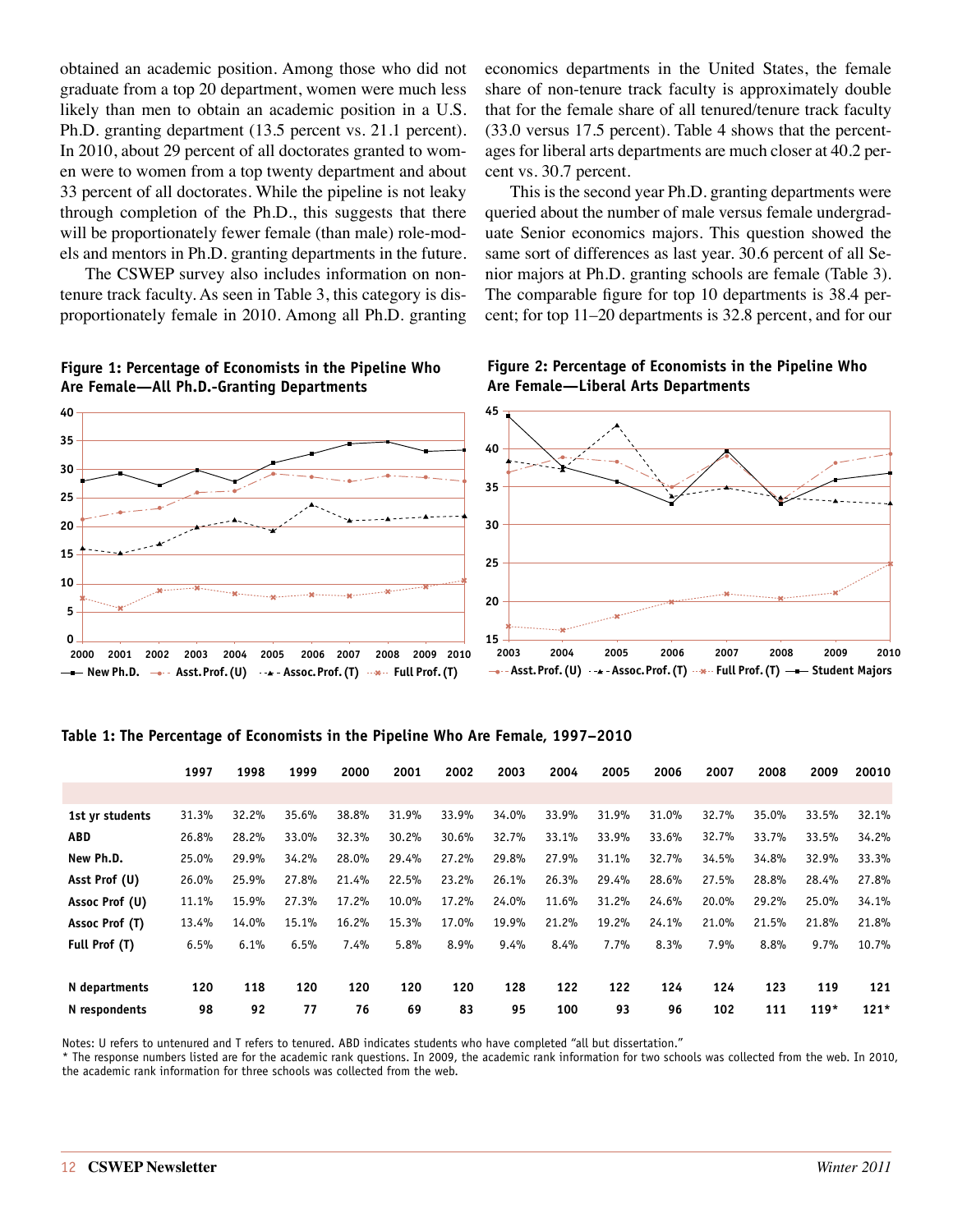obtained an academic position. Among those who did not graduate from a top 20 department, women were much less likely than men to obtain an academic position in a U.S. Ph.D. granting department (13.5 percent vs. 21.1 percent). In 2010, about 29 percent of all doctorates granted to women were to women from a top twenty department and about 33 percent of all doctorates. While the pipeline is not leaky through completion of the Ph.D., this suggests that there will be proportionately fewer female (than male) role-models and mentors in Ph.D. granting departments in the future.

The CSWEP survey also includes information on non-tenure track faculty. As seen in Table 3, this category is disproportionately female in 2010. Among all Ph.D. granting economics departments in the United States, the female share of non-tenure track faculty is approximately double that for the female share of all tenured/tenure track faculty (33.0 versus 17.5 percent). Table 4 shows that the percentages for liberal arts departments are much closer at 40.2 percent vs. 30.7 percent.

This is the second year Ph.D. granting departments were queried about the number of male versus female undergraduate Senior economics majors. This question showed the same sort of differences as last year. 30.6 percent of all Senior majors at Ph.D. granting schools are female (Table 3). The comparable figure for top 10 departments is 38.4 percent; for top 11–20 departments is 32.8 percent, and for our

**Figure 1: Percentage of Economists in the Pipeline Who Are Female—All Ph.D.-Granting Departments**

**Figure 2: Percentage of Economists in the Pipeline Who Are Female—Liberal Arts Departments**

**Table 1: The Percentage of Economists in the Pipeline Who Are Female, 1997–2010**

| | 1997 | 1998 | 1999 | 2000 | 2001 | 2002 | 2003 | 2004 | 2005 | 2006 | 2007 | 2008 | 2009 | 20010 |
|---|---|---|---|---|---|---|---|---|---|---|---|---|---|---|
| 1st yr students | 31.3% | 32.2% | 35.6% | 38.8% | 31.9% | 33.9% | 34.0% | 33.9% | 31.9% | 31.0% | 32.7% | 35.0% | 33.5% | 32.1% |
| ABD | 26.8% | 28.2% | 33.0% | 32.3% | 30.2% | 30.6% | 32.7% | 33.1% | 33.9% | 33.6% | 32.7% | 33.7% | 33.5% | 34.2% |
| New Ph.D. | 25.0% | 29.9% | 34.2% | 28.0% | 29.4% | 27.2% | 29.8% | 27.9% | 31.1% | 32.7% | 34.5% | 34.8% | 32.9% | 33.3% |
| Asst Prof (U) | 26.0% | 25.9% | 27.8% | 21.4% | 22.5% | 23.2% | 26.1% | 26.3% | 29.4% | 28.6% | 27.5% | 28.8% | 28.4% | 27.8% |
| Assoc Prof (U) | 11.1% | 15.9% | 27.3% | 17.2% | 10.0% | 17.2% | 24.0% | 11.6% | 31.2% | 24.6% | 20.0% | 29.2% | 25.0% | 34.1% |
| Assoc Prof (T) | 13.4% | 14.0% | 15.1% | 16.2% | 15.3% | 17.0% | 19.9% | 21.2% | 19.2% | 24.1% | 21.0% | 21.5% | 21.8% | 21.8% |
| Full Prof (T) | 6.5% | 6.1% | 6.5% | 7.4% | 5.8% | 8.9% | 9.4% | 8.4% | 7.7% | 8.3% | 7.9% | 8.8% | 9.7% | 10.7% |
| | | | | | | | | | | | | | | |
| **N departments** | **120** | **118** | **120** | **120** | **120** | **120** | **128** | **122** | **122** | **124** | **124** | **123** | **119** | **121** |
| **N respondents** | **98** | **92** | **77** | **76** | **69** | **83** | **95** | **100** | **93** | **96** | **102** | **111** | **119*** | **121*** |

Notes: U refers to untenured and T refers to tenured. ABD indicates students who have completed "all but dissertation."
* The response numbers listed are for the academic rank questions. In 2009, the academic rank information for two schools was collected from the web. In 2010, the academic rank information for three schools was collected from the web.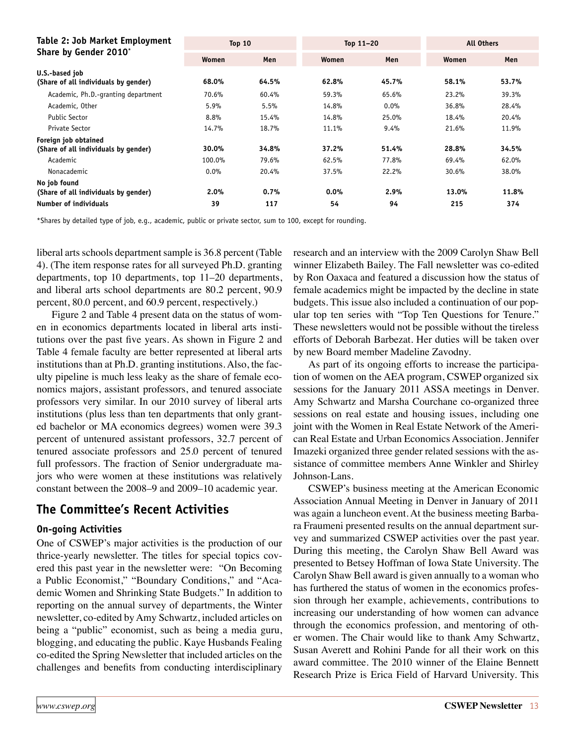**Table 2: Job Market Employment Share by Gender 2010***

| | Top 10 | | Top 11–20 | | All Others | |
|---|---|---|---|---|---|---|
| | Women | Men | Women | Men | Women | Men |
| **U.S.-based job (Share of all individuals by gender)** | **68.0%** | **64.5%** | **62.8%** | **45.7%** | **58.1%** | **53.7%** |
| Academic, Ph.D.-granting department | 70.6% | 60.4% | 59.3% | 65.6% | 23.2% | 39.3% |
| Academic, Other | 5.9% | 5.5% | 14.8% | 0.0% | 36.8% | 28.4% |
| Public Sector | 8.8% | 15.4% | 14.8% | 25.0% | 18.4% | 20.4% |
| Private Sector | 14.7% | 18.7% | 11.1% | 9.4% | 21.6% | 11.9% |
| **Foreign job obtained (Share of all individuals by gender)** | **30.0%** | **34.8%** | **37.2%** | **51.4%** | **28.8%** | **34.5%** |
| Academic | 100.0% | 79.6% | 62.5% | 77.8% | 69.4% | 62.0% |
| Nonacademic | 0.0% | 20.4% | 37.5% | 22.2% | 30.6% | 38.0% |
| **No job found (Share of all individuals by gender)** | **2.0%** | **0.7%** | **0.0%** | **2.9%** | **13.0%** | **11.8%** |
| **Number of individuals** | **39** | **117** | **54** | **94** | **215** | **374** |

*Shares by detailed type of job, e.g., academic, public or private sector, sum to 100, except for rounding.

liberal arts schools department sample is 36.8 percent (Table 4). (The item response rates for all surveyed Ph.D. granting departments, top 10 departments, top 11–20 departments, and liberal arts school departments are 80.2 percent, 90.9 percent, 80.0 percent, and 60.9 percent, respectively.)

Figure 2 and Table 4 present data on the status of women in economics departments located in liberal arts institutions over the past five years. As shown in Figure 2 and Table 4 female faculty are better represented at liberal arts institutions than at Ph.D. granting institutions. Also, the faculty pipeline is much less leaky as the share of female economics majors, assistant professors, and tenured associate professors very similar. In our 2010 survey of liberal arts institutions (plus less than ten departments that only granted bachelor or MA economics degrees) women were 39.3 percent of untenured assistant professors, 32.7 percent of tenured associate professors and 25.0 percent of tenured full professors. The fraction of Senior undergraduate majors who were women at these institutions was relatively constant between the 2008–9 and 2009–10 academic year.

## The Committee's Recent Activities

### On-going Activities

One of CSWEP's major activities is the production of our thrice-yearly newsletter. The titles for special topics covered this past year in the newsletter were: "On Becoming a Public Economist," "Boundary Conditions," and "Academic Women and Shrinking State Budgets." In addition to reporting on the annual survey of departments, the Winter newsletter, co-edited by Amy Schwartz, included articles on being a "public" economist, such as being a media guru, blogging, and educating the public. Kaye Husbands Fealing co-edited the Spring Newsletter that included articles on the challenges and benefits from conducting interdisciplinary research and an interview with the 2009 Carolyn Shaw Bell winner Elizabeth Bailey. The Fall newsletter was co-edited by Ron Oaxaca and featured a discussion how the status of female academics might be impacted by the decline in state budgets. This issue also included a continuation of our popular top ten series with "Top Ten Questions for Tenure." These newsletters would not be possible without the tireless efforts of Deborah Barbezat. Her duties will be taken over by new Board member Madeline Zavodny.

As part of its ongoing efforts to increase the participation of women on the AEA program, CSWEP organized six sessions for the January 2011 ASSA meetings in Denver. Amy Schwartz and Marsha Courchane co-organized three sessions on real estate and housing issues, including one joint with the Women in Real Estate Network of the American Real Estate and Urban Economics Association. Jennifer Imazeki organized three gender related sessions with the assistance of committee members Anne Winkler and Shirley Johnson-Lans.

CSWEP's business meeting at the American Economic Association Annual Meeting in Denver in January of 2011 was again a luncheon event. At the business meeting Barbara Fraumeni presented results on the annual department survey and summarized CSWEP activities over the past year. During this meeting, the Carolyn Shaw Bell Award was presented to Betsey Hoffman of Iowa State University. The Carolyn Shaw Bell award is given annually to a woman who has furthered the status of women in the economics profession through her example, achievements, contributions to increasing our understanding of how women can advance through the economics profession, and mentoring of other women. The Chair would like to thank Amy Schwartz, Susan Averett and Rohini Pande for all their work on this award committee. The 2010 winner of the Elaine Bennett Research Prize is Erica Field of Harvard University. This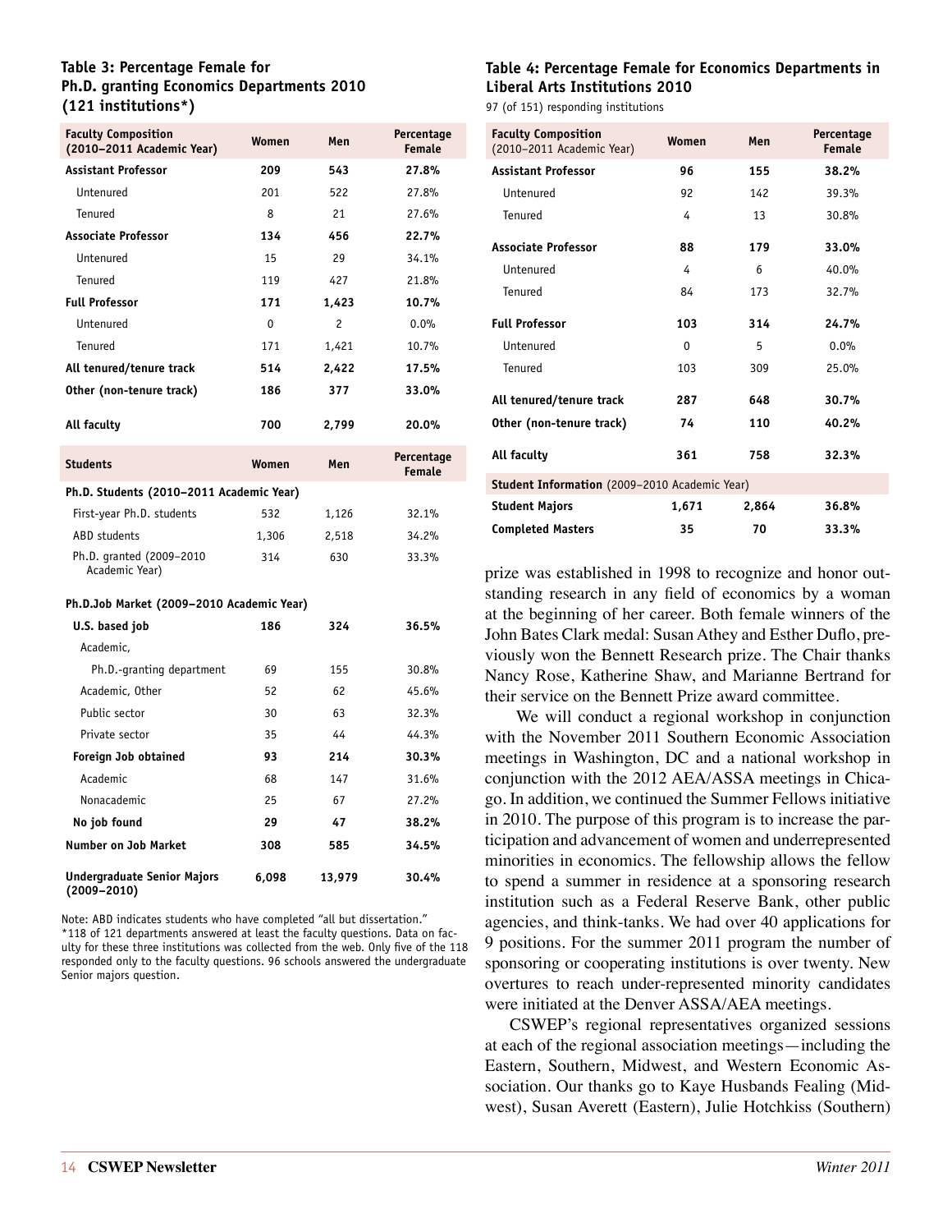### Table 3: Percentage Female for Ph.D. granting Economics Departments 2010 (121 institutions*)

| Faculty Composition (2010–2011 Academic Year) | Women | Men | Percentage Female |
|---|---|---|---|
| **Assistant Professor** | **209** | **543** | **27.8%** |
| Untenured | 201 | 522 | 27.8% |
| Tenured | 8 | 21 | 27.6% |
| **Associate Professor** | **134** | **456** | **22.7%** |
| Untenured | 15 | 29 | 34.1% |
| Tenured | 119 | 427 | 21.8% |
| **Full Professor** | **171** | **1,423** | **10.7%** |
| Untenured | 0 | 2 | 0.0% |
| Tenured | 171 | 1,421 | 10.7% |
| **All tenured/tenure track** | **514** | **2,422** | **17.5%** |
| **Other (non-tenure track)** | **186** | **377** | **33.0%** |
| **All faculty** | **700** | **2,799** | **20.0%** |

| Students | Women | Men | Percentage Female |
|---|---|---|---|
| **Ph.D. Students (2010–2011 Academic Year)** | | | |
| First-year Ph.D. students | 532 | 1,126 | 32.1% |
| ABD students | 1,306 | 2,518 | 34.2% |
| Ph.D. granted (2009–2010 Academic Year) | 314 | 630 | 33.3% |
| **Ph.D.Job Market (2009–2010 Academic Year)** | | | |
| **U.S. based job** | **186** | **324** | **36.5%** |
| Academic, | | | |
| Ph.D.-granting department | 69 | 155 | 30.8% |
| Academic, Other | 52 | 62 | 45.6% |
| Public sector | 30 | 63 | 32.3% |
| Private sector | 35 | 44 | 44.3% |
| **Foreign Job obtained** | **93** | **214** | **30.3%** |
| Academic | 68 | 147 | 31.6% |
| Nonacademic | 25 | 67 | 27.2% |
| **No job found** | **29** | **47** | **38.2%** |
| **Number on Job Market** | **308** | **585** | **34.5%** |
| **Undergraduate Senior Majors (2009–2010)** | **6,098** | **13,979** | **30.4%** |

Note: ABD indicates students who have completed "all but dissertation."
*118 of 121 departments answered at least the faculty questions. Data on faculty for these three institutions was collected from the web. Only five of the 118 responded only to the faculty questions. 96 schools answered the undergraduate Senior majors question.

### Table 4: Percentage Female for Economics Departments in Liberal Arts Institutions 2010

97 (of 151) responding institutions

| Faculty Composition (2010–2011 Academic Year) | Women | Men | Percentage Female |
|---|---|---|---|
| **Assistant Professor** | **96** | **155** | **38.2%** |
| Untenured | 92 | 142 | 39.3% |
| Tenured | 4 | 13 | 30.8% |
| **Associate Professor** | **88** | **179** | **33.0%** |
| Untenured | 4 | 6 | 40.0% |
| Tenured | 84 | 173 | 32.7% |
| **Full Professor** | **103** | **314** | **24.7%** |
| Untenured | 0 | 5 | 0.0% |
| Tenured | 103 | 309 | 25.0% |
| **All tenured/tenure track** | **287** | **648** | **30.7%** |
| **Other (non-tenure track)** | **74** | **110** | **40.2%** |
| **All faculty** | **361** | **758** | **32.3%** |
| **Student Information** (2009–2010 Academic Year) | | | |
| **Student Majors** | **1,671** | **2,864** | **36.8%** |
| **Completed Masters** | **35** | **70** | **33.3%** |

prize was established in 1998 to recognize and honor outstanding research in any field of economics by a woman at the beginning of her career. Both female winners of the John Bates Clark medal: Susan Athey and Esther Duflo, previously won the Bennett Research prize. The Chair thanks Nancy Rose, Katherine Shaw, and Marianne Bertrand for their service on the Bennett Prize award committee.

We will conduct a regional workshop in conjunction with the November 2011 Southern Economic Association meetings in Washington, DC and a national workshop in conjunction with the 2012 AEA/ASSA meetings in Chicago. In addition, we continued the Summer Fellows initiative in 2010. The purpose of this program is to increase the participation and advancement of women and underrepresented minorities in economics. The fellowship allows the fellow to spend a summer in residence at a sponsoring research institution such as a Federal Reserve Bank, other public agencies, and think-tanks. We had over 40 applications for 9 positions. For the summer 2011 program the number of sponsoring or cooperating institutions is over twenty. New overtures to reach under-represented minority candidates were initiated at the Denver ASSA/AEA meetings.

CSWEP's regional representatives organized sessions at each of the regional association meetings—including the Eastern, Southern, Midwest, and Western Economic Association. Our thanks go to Kaye Husbands Fealing (Midwest), Susan Averett (Eastern), Julie Hotchkiss (Southern)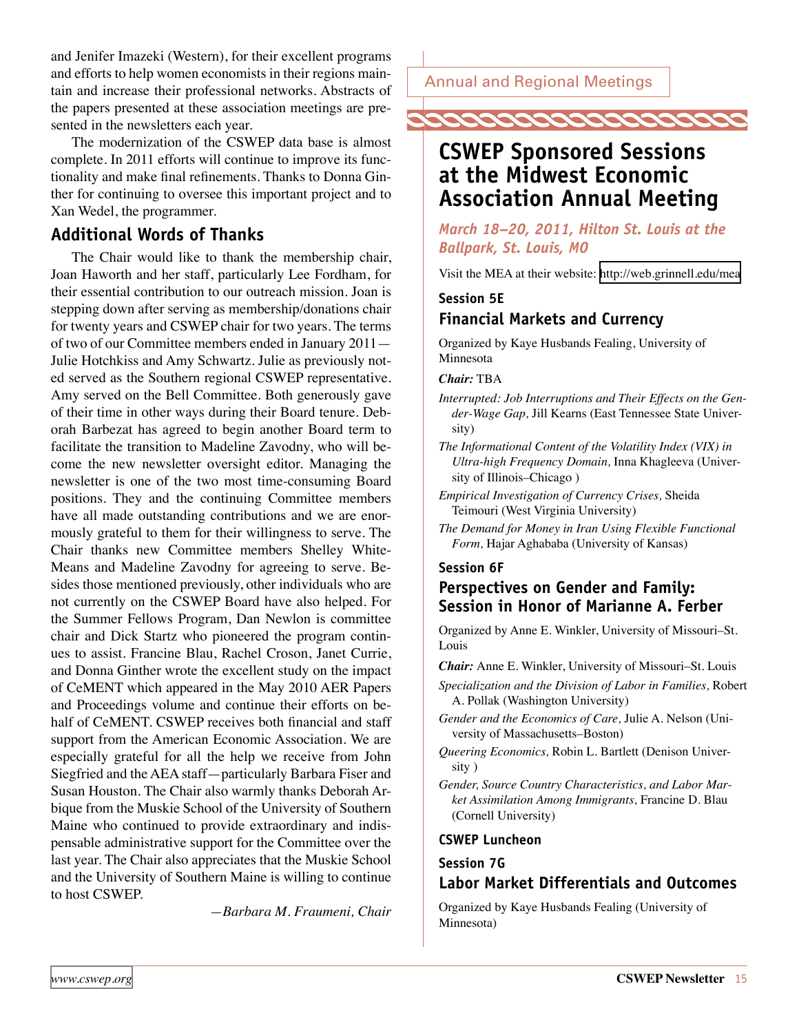and Jenifer Imazeki (Western), for their excellent programs and efforts to help women economists in their regions maintain and increase their professional networks. Abstracts of the papers presented at these association meetings are presented in the newsletters each year.

The modernization of the CSWEP data base is almost complete. In 2011 efforts will continue to improve its functionality and make final refinements. Thanks to Donna Ginther for continuing to oversee this important project and to Xan Wedel, the programmer.

## Additional Words of Thanks

The Chair would like to thank the membership chair, Joan Haworth and her staff, particularly Lee Fordham, for their essential contribution to our outreach mission. Joan is stepping down after serving as membership/donations chair for twenty years and CSWEP chair for two years. The terms of two of our Committee members ended in January 2011—Julie Hotchkiss and Amy Schwartz. Julie as previously noted served as the Southern regional CSWEP representative. Amy served on the Bell Committee. Both generously gave of their time in other ways during their Board tenure. Deborah Barbezat has agreed to begin another Board term to facilitate the transition to Madeline Zavodny, who will become the new newsletter oversight editor. Managing the newsletter is one of the two most time-consuming Board positions. They and the continuing Committee members have all made outstanding contributions and we are enormously grateful to them for their willingness to serve. The Chair thanks new Committee members Shelley White-Means and Madeline Zavodny for agreeing to serve. Besides those mentioned previously, other individuals who are not currently on the CSWEP Board have also helped. For the Summer Fellows Program, Dan Newlon is committee chair and Dick Startz who pioneered the program continues to assist. Francine Blau, Rachel Croson, Janet Currie, and Donna Ginther wrote the excellent study on the impact of CeMENT which appeared in the May 2010 AER Papers and Proceedings volume and continue their efforts on behalf of CeMENT. CSWEP receives both financial and staff support from the American Economic Association. We are especially grateful for all the help we receive from John Siegfried and the AEA staff—particularly Barbara Fiser and Susan Houston. The Chair also warmly thanks Deborah Arbique from the Muskie School of the University of Southern Maine who continued to provide extraordinary and indispensable administrative support for the Committee over the last year. The Chair also appreciates that the Muskie School and the University of Southern Maine is willing to continue to host CSWEP.

*—Barbara M. Fraumeni, Chair*

Annual and Regional Meetings

# CSWEP Sponsored Sessions at the Midwest Economic Association Annual Meeting

*March 18–20, 2011, Hilton St. Louis at the Ballpark, St. Louis, MO*

Visit the MEA at their website: http://web.grinnell.edu/mea

### Session 5E
### Financial Markets and Currency

Organized by Kaye Husbands Fealing, University of Minnesota

***Chair:*** TBA

*Interrupted: Job Interruptions and Their Effects on the Gender-Wage Gap,* Jill Kearns (East Tennessee State University)

*The Informational Content of the Volatility Index (VIX) in Ultra-high Frequency Domain,* Inna Khagleeva (University of Illinois–Chicago )

*Empirical Investigation of Currency Crises,* Sheida Teimouri (West Virginia University)

*The Demand for Money in Iran Using Flexible Functional Form,* Hajar Aghababa (University of Kansas)

### Session 6F
### Perspectives on Gender and Family: Session in Honor of Marianne A. Ferber

Organized by Anne E. Winkler, University of Missouri–St. Louis

***Chair:*** Anne E. Winkler, University of Missouri–St. Louis

*Specialization and the Division of Labor in Families,* Robert A. Pollak (Washington University)

*Gender and the Economics of Care,* Julie A. Nelson (University of Massachusetts–Boston)

*Queering Economics,* Robin L. Bartlett (Denison University )

*Gender, Source Country Characteristics, and Labor Market Assimilation Among Immigrants,* Francine D. Blau (Cornell University)

### CSWEP Luncheon

### Session 7G
### Labor Market Differentials and Outcomes

Organized by Kaye Husbands Fealing (University of Minnesota)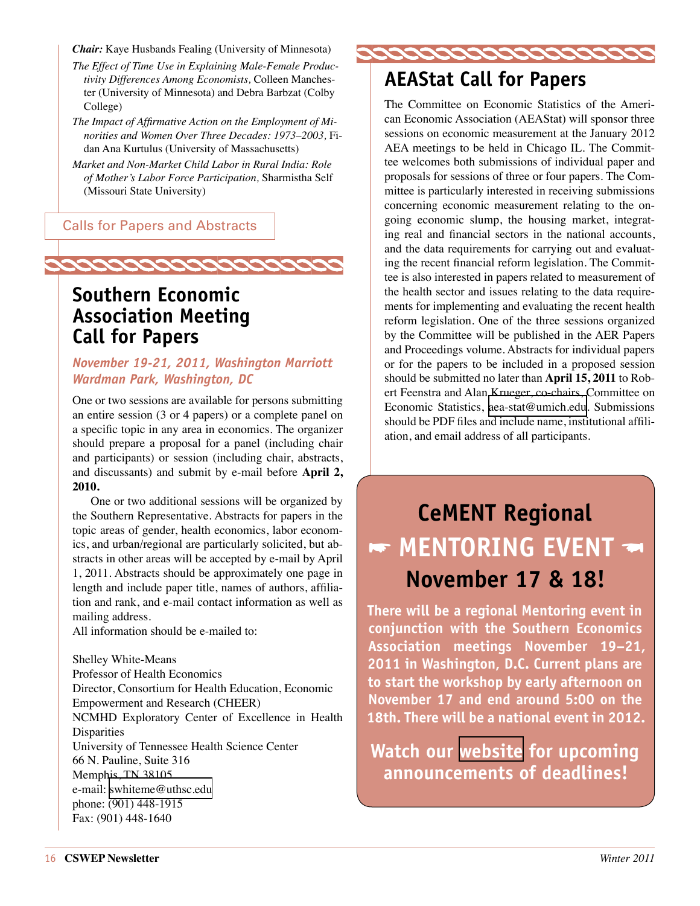***Chair:*** Kaye Husbands Fealing (University of Minnesota)

*The Effect of Time Use in Explaining Male-Female Productivity Differences Among Economists,* Colleen Manchester (University of Minnesota) and Debra Barbzat (Colby College)

*The Impact of Affirmative Action on the Employment of Minorities and Women Over Three Decades: 1973–2003,* Fidan Ana Kurtulus (University of Massachusetts)

*Market and Non-Market Child Labor in Rural India: Role of Mother's Labor Force Participation,* Sharmistha Self (Missouri State University)

Calls for Papers and Abstracts

## Southern Economic Association Meeting Call for Papers

### *November 19-21, 2011, Washington Marriott Wardman Park, Washington, DC*

One or two sessions are available for persons submitting an entire session (3 or 4 papers) or a complete panel on a specific topic in any area in economics. The organizer should prepare a proposal for a panel (including chair and participants) or session (including chair, abstracts, and discussants) and submit by e-mail before **April 2, 2010.**

One or two additional sessions will be organized by the Southern Representative. Abstracts for papers in the topic areas of gender, health economics, labor economics, and urban/regional are particularly solicited, but abstracts in other areas will be accepted by e-mail by April 1, 2011. Abstracts should be approximately one page in length and include paper title, names of authors, affiliation and rank, and e-mail contact information as well as mailing address.

All information should be e-mailed to:

Shelley White-Means
Professor of Health Economics
Director, Consortium for Health Education, Economic Empowerment and Research (CHEER)
NCMHD Exploratory Center of Excellence in Health Disparities
University of Tennessee Health Science Center
66 N. Pauline, Suite 316
Memphis, TN 38105
e-mail: swhiteme@uthsc.edu
phone: (901) 448-1915
Fax: (901) 448-1640

## AEAStat Call for Papers

The Committee on Economic Statistics of the American Economic Association (AEAStat) will sponsor three sessions on economic measurement at the January 2012 AEA meetings to be held in Chicago IL. The Committee welcomes both submissions of individual paper and proposals for sessions of three or four papers. The Committee is particularly interested in receiving submissions concerning economic measurement relating to the ongoing economic slump, the housing market, integrating real and financial sectors in the national accounts, and the data requirements for carrying out and evaluating the recent financial reform legislation. The Committee is also interested in papers related to measurement of the health sector and issues relating to the data requirements for implementing and evaluating the recent health reform legislation. One of the three sessions organized by the Committee will be published in the AER Papers and Proceedings volume. Abstracts for individual papers or for the papers to be included in a proposed session should be submitted no later than **April 15, 2011** to Robert Feenstra and Alan Krueger, co-chairs, Committee on Economic Statistics, aea-stat@umich.edu. Submissions should be PDF files and include name, institutional affiliation, and email address of all participants.

## CeMENT Regional ☛ MENTORING EVENT ☚ November 17 & 18!

**There will be a regional Mentoring event in conjunction with the Southern Economics Association meetings November 19–21, 2011 in Washington, D.C. Current plans are to start the workshop by early afternoon on November 17 and end around 5:00 on the 18th. There will be a national event in 2012.**

**Watch our website for upcoming announcements of deadlines!**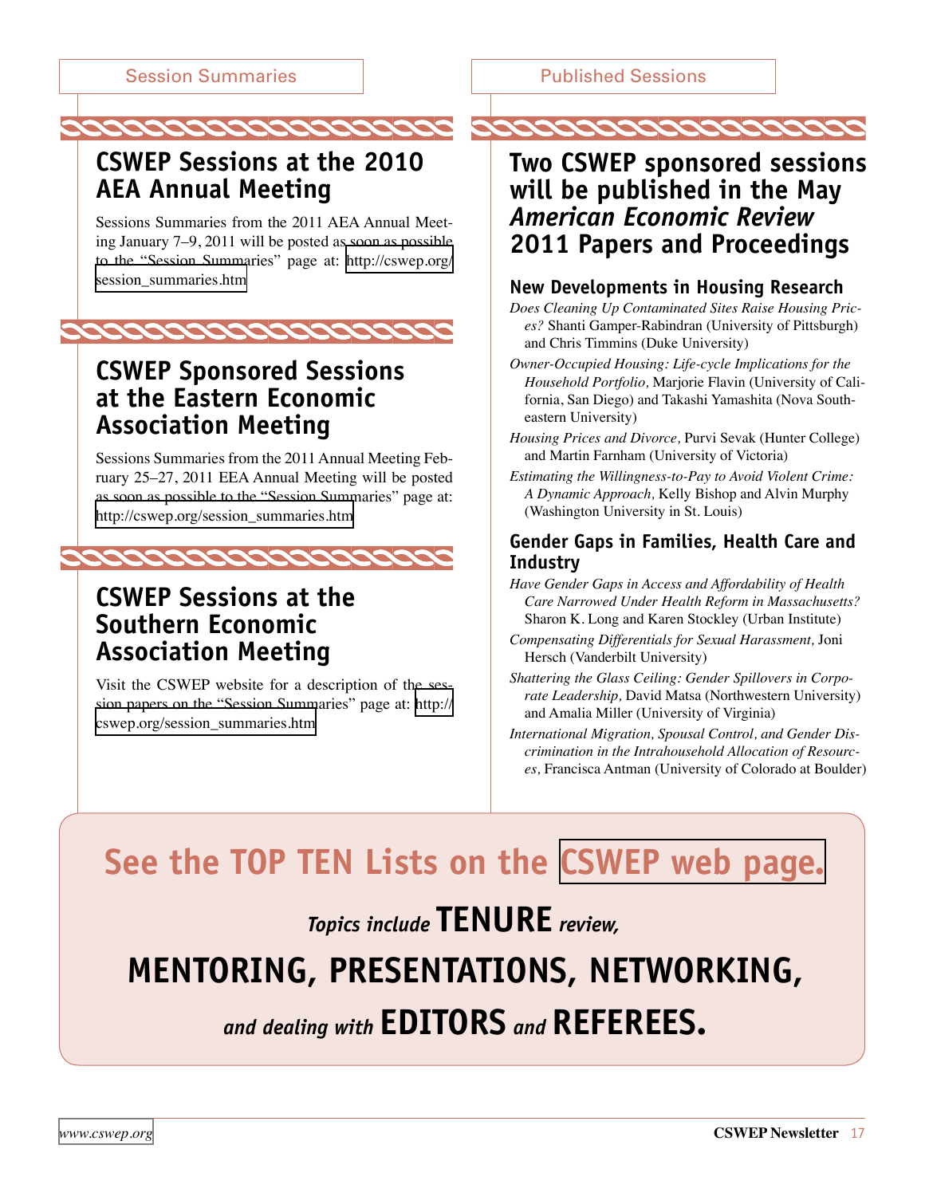Session Summaries

## CSWEP Sessions at the 2010 AEA Annual Meeting

Sessions Summaries from the 2011 AEA Annual Meeting January 7–9, 2011 will be posted as soon as possible to the "Session Summaries" page at: http://cswep.org/session_summaries.htm

## CSWEP Sponsored Sessions at the Eastern Economic Association Meeting

Sessions Summaries from the 2011 Annual Meeting February 25–27, 2011 EEA Annual Meeting will be posted as soon as possible to the "Session Summaries" page at: http://cswep.org/session_summaries.htm

## CSWEP Sessions at the Southern Economic Association Meeting

Visit the CSWEP website for a description of the session papers on the "Session Summaries" page at: http://cswep.org/session_summaries.htm

Published Sessions

## Two CSWEP sponsored sessions will be published in the May *American Economic Review* 2011 Papers and Proceedings

### New Developments in Housing Research

*Does Cleaning Up Contaminated Sites Raise Housing Prices?* Shanti Gamper-Rabindran (University of Pittsburgh) and Chris Timmins (Duke University)

*Owner-Occupied Housing: Life-cycle Implications for the Household Portfolio,* Marjorie Flavin (University of California, San Diego) and Takashi Yamashita (Nova Southeastern University)

*Housing Prices and Divorce,* Purvi Sevak (Hunter College) and Martin Farnham (University of Victoria)

*Estimating the Willingness-to-Pay to Avoid Violent Crime: A Dynamic Approach,* Kelly Bishop and Alvin Murphy (Washington University in St. Louis)

### Gender Gaps in Families, Health Care and Industry

*Have Gender Gaps in Access and Affordability of Health Care Narrowed Under Health Reform in Massachusetts?* Sharon K. Long and Karen Stockley (Urban Institute)

*Compensating Differentials for Sexual Harassment,* Joni Hersch (Vanderbilt University)

*Shattering the Glass Ceiling: Gender Spillovers in Corporate Leadership,* David Matsa (Northwestern University) and Amalia Miller (University of Virginia)

*International Migration, Spousal Control, and Gender Discrimination in the Intrahousehold Allocation of Resources,* Francisca Antman (University of Colorado at Boulder)

## See the TOP TEN Lists on the CSWEP web page.

*Topics include* **TENURE** *review,*

**MENTORING, PRESENTATIONS, NETWORKING,**

*and dealing with* **EDITORS** *and* **REFEREES.**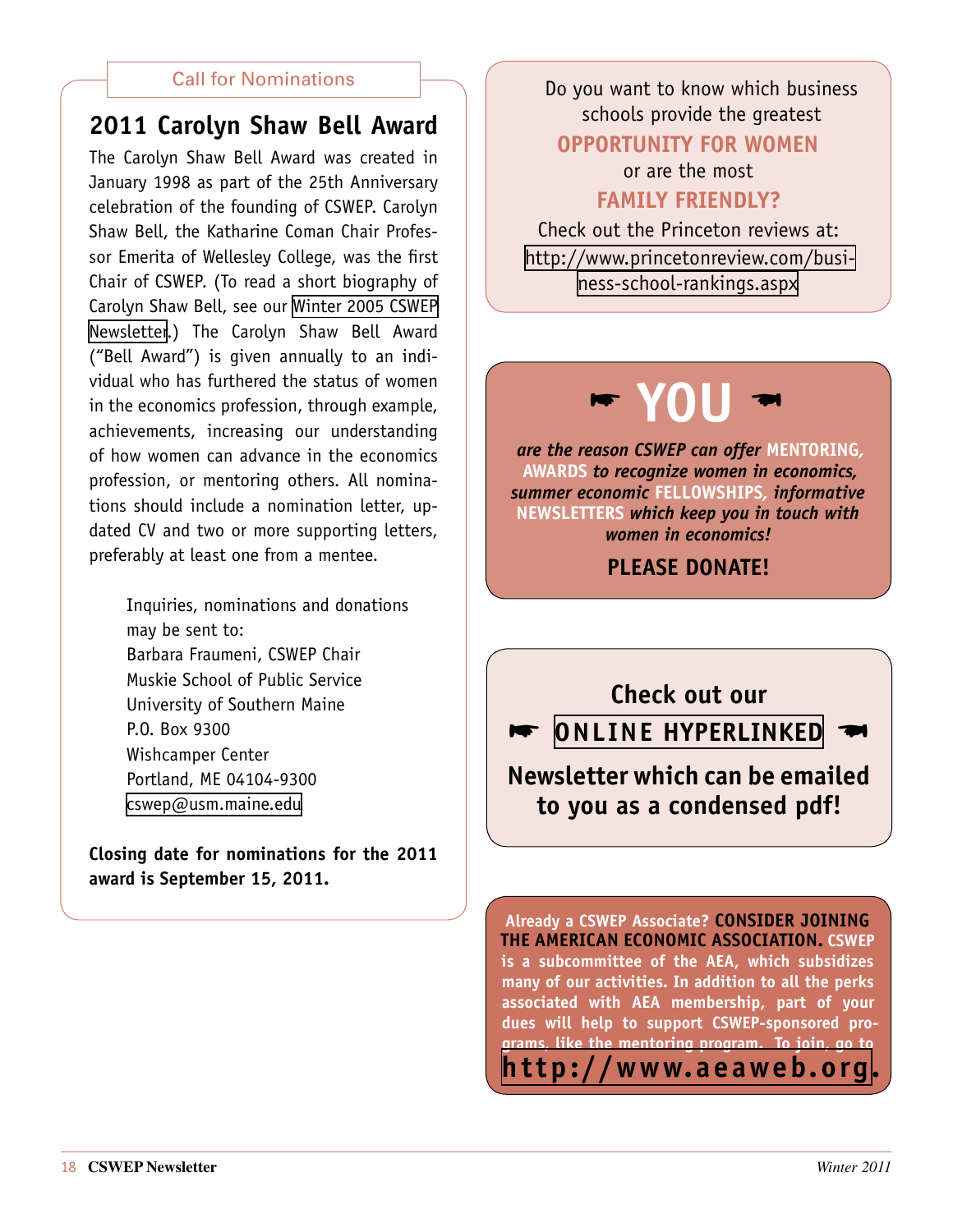Call for Nominations

## 2011 Carolyn Shaw Bell Award

The Carolyn Shaw Bell Award was created in January 1998 as part of the 25th Anniversary celebration of the founding of CSWEP. Carolyn Shaw Bell, the Katharine Coman Chair Professor Emerita of Wellesley College, was the first Chair of CSWEP. (To read a short biography of Carolyn Shaw Bell, see our Winter 2005 CSWEP Newsletter.) The Carolyn Shaw Bell Award ("Bell Award") is given annually to an individual who has furthered the status of women in the economics profession, through example, achievements, increasing our understanding of how women can advance in the economics profession, or mentoring others. All nominations should include a nomination letter, updated CV and two or more supporting letters, preferably at least one from a mentee.

Inquiries, nominations and donations may be sent to:
Barbara Fraumeni, CSWEP Chair
Muskie School of Public Service
University of Southern Maine
P.O. Box 9300
Wishcamper Center
Portland, ME 04104-9300
cswep@usm.maine.edu

**Closing date for nominations for the 2011 award is September 15, 2011.**

Do you want to know which business schools provide the greatest

**OPPORTUNITY FOR WOMEN**

or are the most

**FAMILY FRIENDLY?**

Check out the Princeton reviews at: http://www.princetonreview.com/business-school-rankings.aspx

☛ **YOU** ☚

***are the reason CSWEP can offer* MENTORING, AWARDS *to recognize women in economics, summer economic* FELLOWSHIPS*, informative* NEWSLETTERS *which keep you in touch with women in economics!***

**PLEASE DONATE!**

**Check out our**

☛ **ONLINE HYPERLINKED** ☚

**Newsletter which can be emailed to you as a condensed pdf!**

**Already a CSWEP Associate? CONSIDER JOINING THE AMERICAN ECONOMIC ASSOCIATION. CSWEP is a subcommittee of the AEA, which subsidizes many of our activities. In addition to all the perks associated with AEA membership, part of your dues will help to support CSWEP-sponsored programs, like the mentoring program. To join, go to http://www.aeaweb.org.**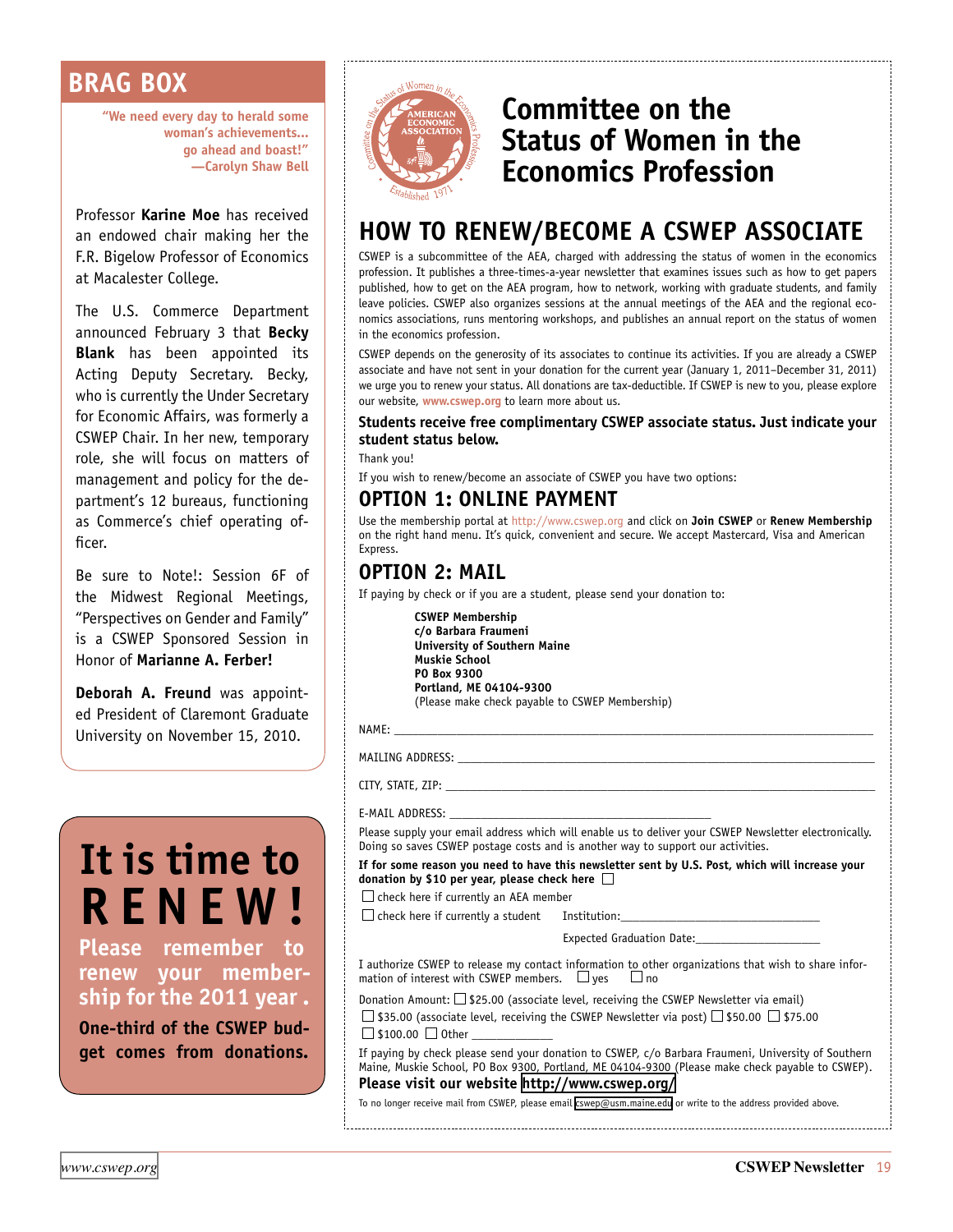## BRAG BOX

**"We need every day to herald some woman's achievements... go ahead and boast!" —Carolyn Shaw Bell**

Professor **Karine Moe** has received an endowed chair making her the F.R. Bigelow Professor of Economics at Macalester College.

The U.S. Commerce Department announced February 3 that **Becky Blank** has been appointed its Acting Deputy Secretary. Becky, who is currently the Under Secretary for Economic Affairs, was formerly a CSWEP Chair. In her new, temporary role, she will focus on matters of management and policy for the department's 12 bureaus, functioning as Commerce's chief operating officer.

Be sure to Note!: Session 6F of the Midwest Regional Meetings, "Perspectives on Gender and Family" is a CSWEP Sponsored Session in Honor of **Marianne A. Ferber!**

**Deborah A. Freund** was appointed President of Claremont Graduate University on November 15, 2010.

# It is time to RENEW!

**Please remember to renew your membership for the 2011 year.**

**One-third of the CSWEP budget comes from donations.**

# Committee on the Status of Women in the Economics Profession

## HOW TO RENEW/BECOME A CSWEP ASSOCIATE

CSWEP is a subcommittee of the AEA, charged with addressing the status of women in the economics profession. It publishes a three-times-a-year newsletter that examines issues such as how to get papers published, how to get on the AEA program, how to network, working with graduate students, and family leave policies. CSWEP also organizes sessions at the annual meetings of the AEA and the regional economics associations, runs mentoring workshops, and publishes an annual report on the status of women in the economics profession.

CSWEP depends on the generosity of its associates to continue its activities. If you are already a CSWEP associate and have not sent in your donation for the current year (January 1, 2011–December 31, 2011) we urge you to renew your status. All donations are tax-deductible. If CSWEP is new to you, please explore our website, www.cswep.org to learn more about us.

**Students receive free complimentary CSWEP associate status. Just indicate your student status below.**

Thank you!

If you wish to renew/become an associate of CSWEP you have two options:

## OPTION 1: ONLINE PAYMENT

Use the membership portal at http://www.cswep.org and click on **Join CSWEP** or **Renew Membership** on the right hand menu. It's quick, convenient and secure. We accept Mastercard, Visa and American Express.

## OPTION 2: MAIL

If paying by check or if you are a student, please send your donation to:

**CSWEP Membership**
**c/o Barbara Fraumeni**
**University of Southern Maine**
**Muskie School**
**PO Box 9300**
**Portland, ME 04104-9300**
(Please make check payable to CSWEP Membership)

NAME: ______________________________

MAILING ADDRESS: ______________________________

CITY, STATE, ZIP: ______________________________

E-MAIL ADDRESS: ______________________________

Please supply your email address which will enable us to deliver your CSWEP Newsletter electronically. Doing so saves CSWEP postage costs and is another way to support our activities.

**If for some reason you need to have this newsletter sent by U.S. Post, which will increase your donation by $10 per year, please check here** ☐

☐ check here if currently an AEA member

☐ check here if currently a student Institution: ______________________

Expected Graduation Date: ______________

I authorize CSWEP to release my contact information to other organizations that wish to share information of interest with CSWEP members. ☐ yes ☐ no

Donation Amount: ☐ $25.00 (associate level, receiving the CSWEP Newsletter via email)
☐ $35.00 (associate level, receiving the CSWEP Newsletter via post) ☐ $50.00 ☐ $75.00
☐ $100.00 ☐ Other ____________

If paying by check please send your donation to CSWEP, c/o Barbara Fraumeni, University of Southern Maine, Muskie School, PO Box 9300, Portland, ME 04104-9300 (Please make check payable to CSWEP).

**Please visit our website http://www.cswep.org/**

To no longer receive mail from CSWEP, please email cswep@usm.maine.edu or write to the address provided above.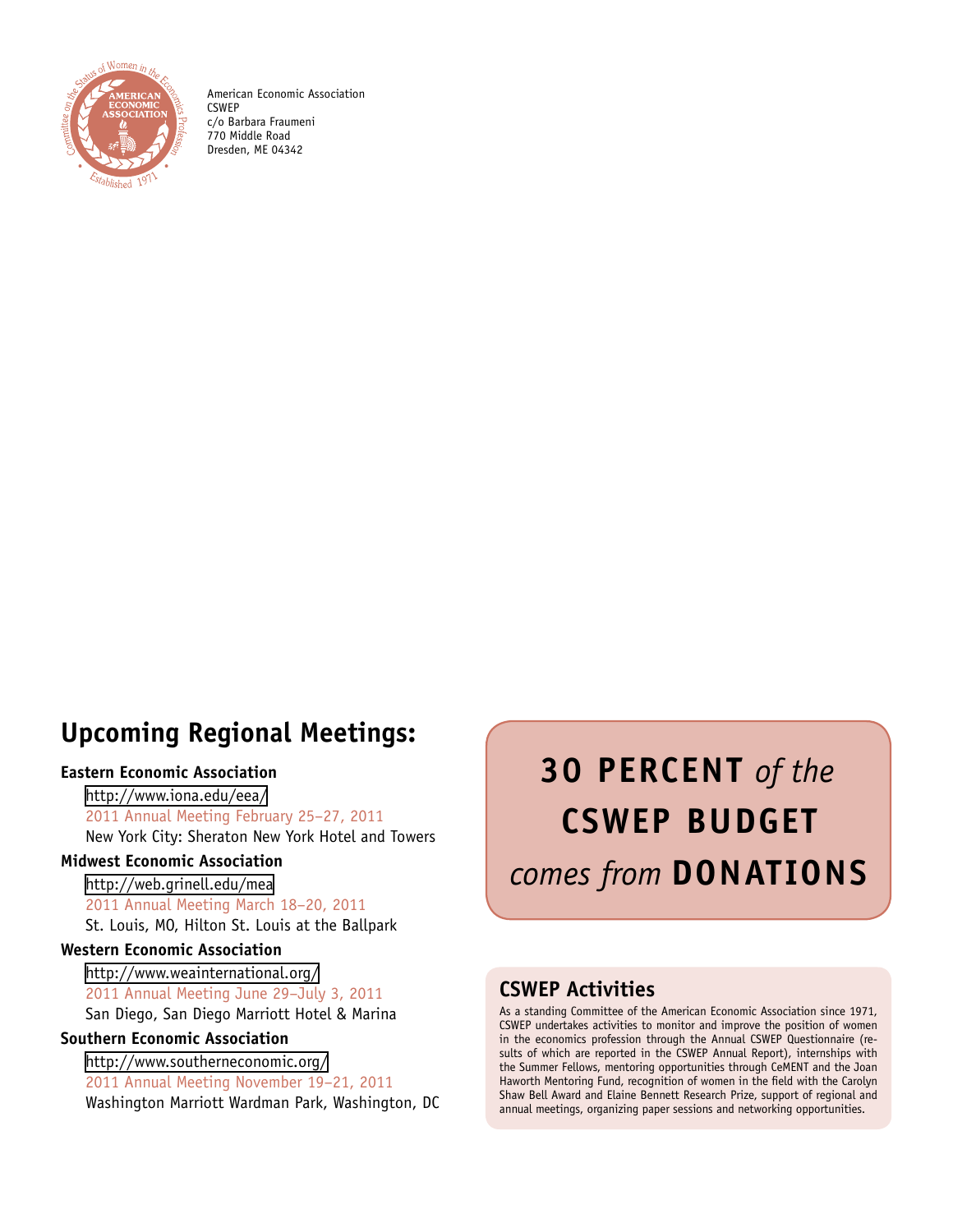American Economic Association
CSWEP
c/o Barbara Fraumeni
770 Middle Road
Dresden, ME 04342

## Upcoming Regional Meetings:

**Eastern Economic Association**

http://www.iona.edu/eea/
2011 Annual Meeting February 25–27, 2011
New York City: Sheraton New York Hotel and Towers

**Midwest Economic Association**

http://web.grinell.edu/mea
2011 Annual Meeting March 18–20, 2011
St. Louis, MO, Hilton St. Louis at the Ballpark

**Western Economic Association**

http://www.weainternational.org/
2011 Annual Meeting June 29–July 3, 2011
San Diego, San Diego Marriott Hotel & Marina

**Southern Economic Association**

http://www.southerneconomic.org/
2011 Annual Meeting November 19–21, 2011
Washington Marriott Wardman Park, Washington, DC

**30 PERCENT** *of the* **CSWEP BUDGET** *comes from* **DONATIONS**

### CSWEP Activities

As a standing Committee of the American Economic Association since 1971, CSWEP undertakes activities to monitor and improve the position of women in the economics profession through the Annual CSWEP Questionnaire (results of which are reported in the CSWEP Annual Report), internships with the Summer Fellows, mentoring opportunities through CeMENT and the Joan Haworth Mentoring Fund, recognition of women in the field with the Carolyn Shaw Bell Award and Elaine Bennett Research Prize, support of regional and annual meetings, organizing paper sessions and networking opportunities.